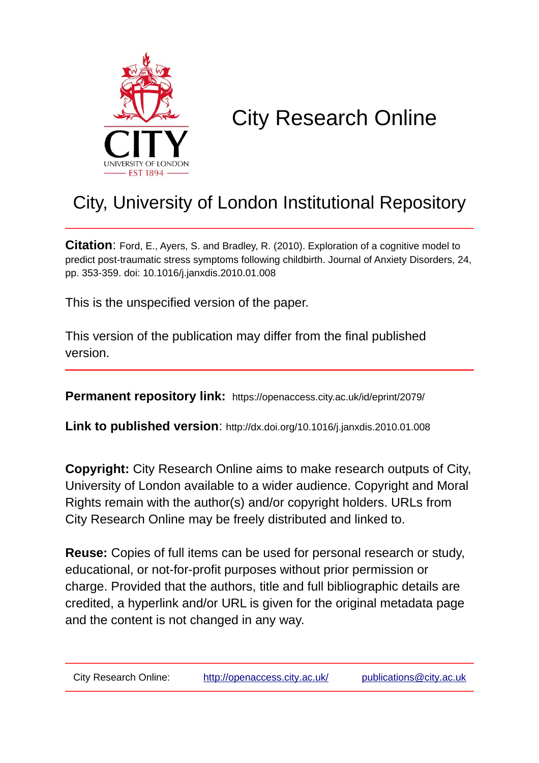# City Research Online

## City, University of London Institutional Repository

**Citation**: Ford, E., Ayers, S. and Bradley, R. (2010). Exploration of a cognitive model to predict post-traumatic stress symptoms following childbirth. Journal of Anxiety Disorders, 24, pp. 353-359. doi: 10.1016/j.janxdis.2010.01.008

This is the unspecified version of the paper.

This version of the publication may differ from the final published version.

---

**Permanent repository link:** https://openaccess.city.ac.uk/id/eprint/2079/

**Link to published version**: http://dx.doi.org/10.1016/j.janxdis.2010.01.008

**Copyright:** City Research Online aims to make research outputs of City, University of London available to a wider audience. Copyright and Moral Rights remain with the author(s) and/or copyright holders. URLs from City Research Online may be freely distributed and linked to.

**Reuse:** Copies of full items can be used for personal research or study, educational, or not-for-profit purposes without prior permission or charge. Provided that the authors, title and full bibliographic details are credited, a hyperlink and/or URL is given for the original metadata page and the content is not changed in any way.

---

City Research Online: http://openaccess.city.ac.uk/ publications@city.ac.uk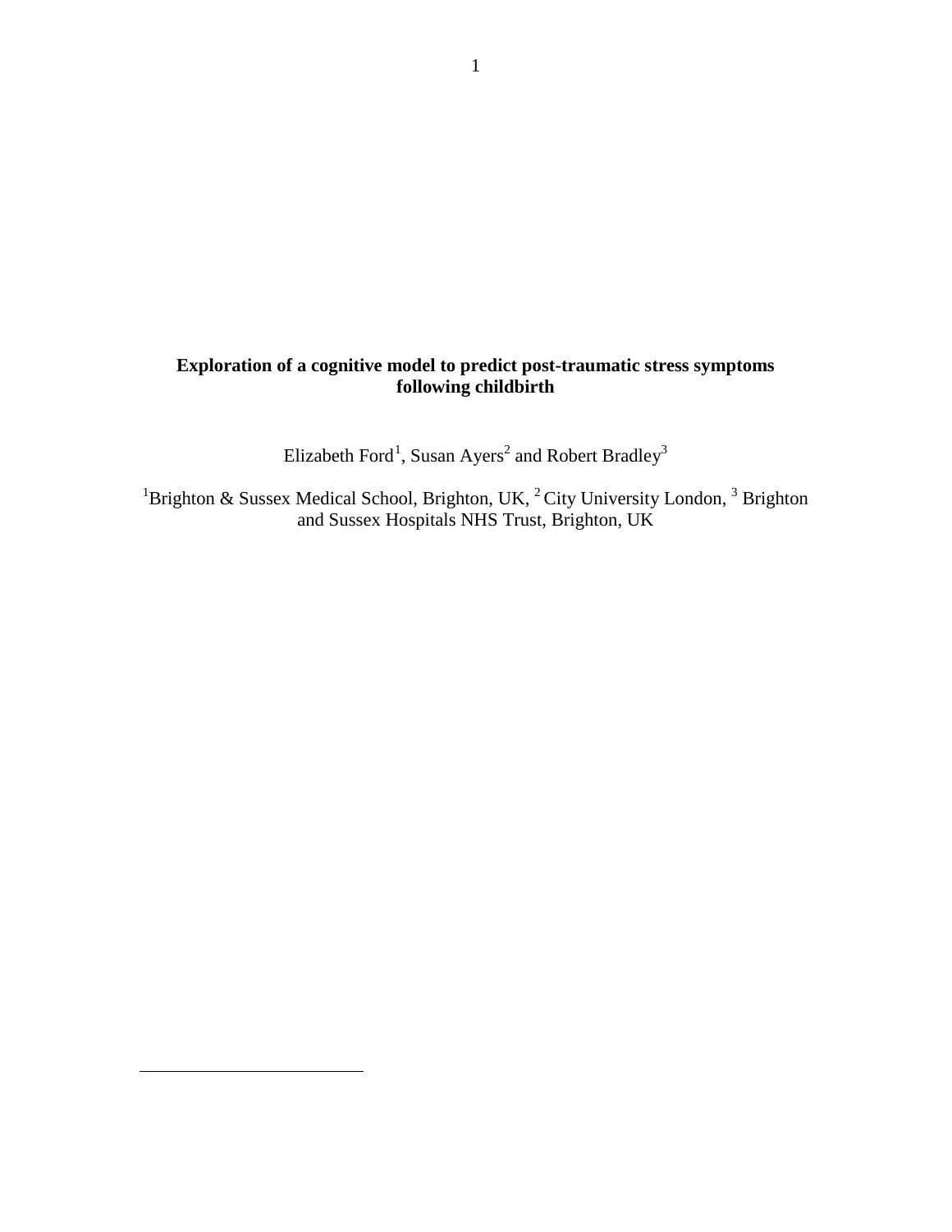**Exploration of a cognitive model to predict post-traumatic stress symptoms following childbirth**

Elizabeth Ford[1], Susan Ayers[2] and Robert Bradley[3]

[1]Brighton & Sussex Medical School, Brighton, UK, [2] City University London, [3] Brighton and Sussex Hospitals NHS Trust, Brighton, UK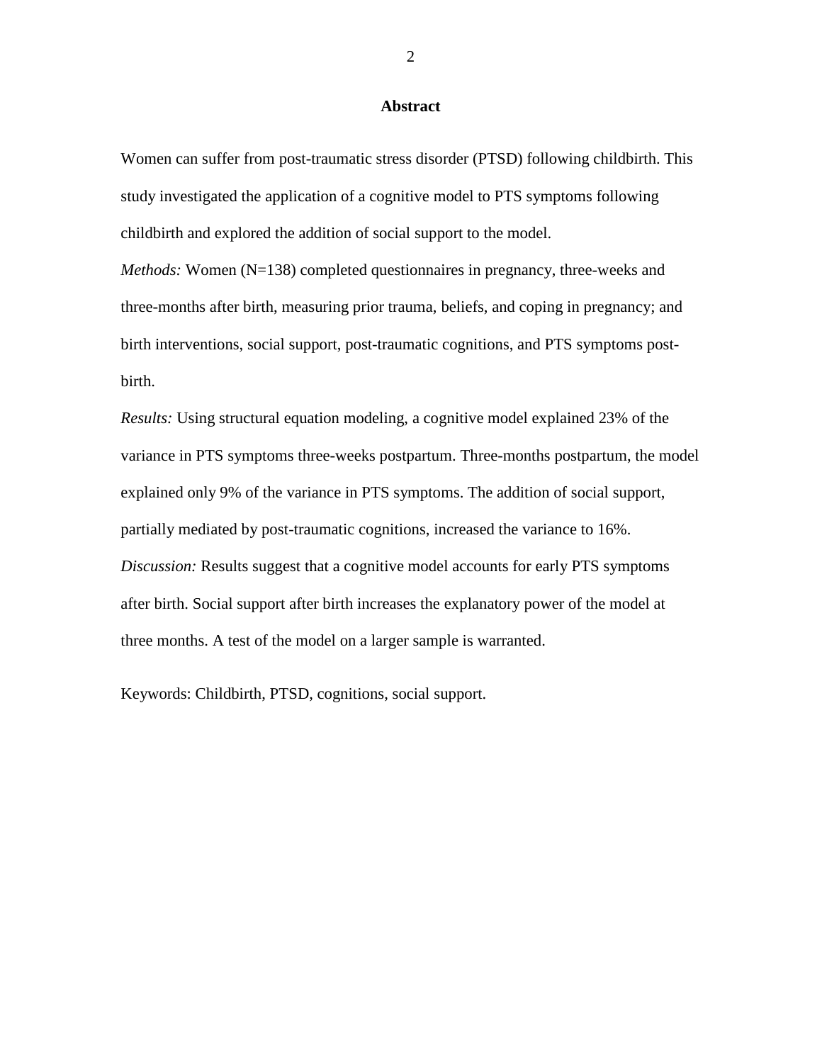## Abstract

Women can suffer from post-traumatic stress disorder (PTSD) following childbirth. This study investigated the application of a cognitive model to PTS symptoms following childbirth and explored the addition of social support to the model.

*Methods:* Women (N=138) completed questionnaires in pregnancy, three-weeks and three-months after birth, measuring prior trauma, beliefs, and coping in pregnancy; and birth interventions, social support, post-traumatic cognitions, and PTS symptoms post-birth.

*Results:* Using structural equation modeling, a cognitive model explained 23% of the variance in PTS symptoms three-weeks postpartum. Three-months postpartum, the model explained only 9% of the variance in PTS symptoms. The addition of social support, partially mediated by post-traumatic cognitions, increased the variance to 16%.

*Discussion:* Results suggest that a cognitive model accounts for early PTS symptoms after birth. Social support after birth increases the explanatory power of the model at three months. A test of the model on a larger sample is warranted.

Keywords: Childbirth, PTSD, cognitions, social support.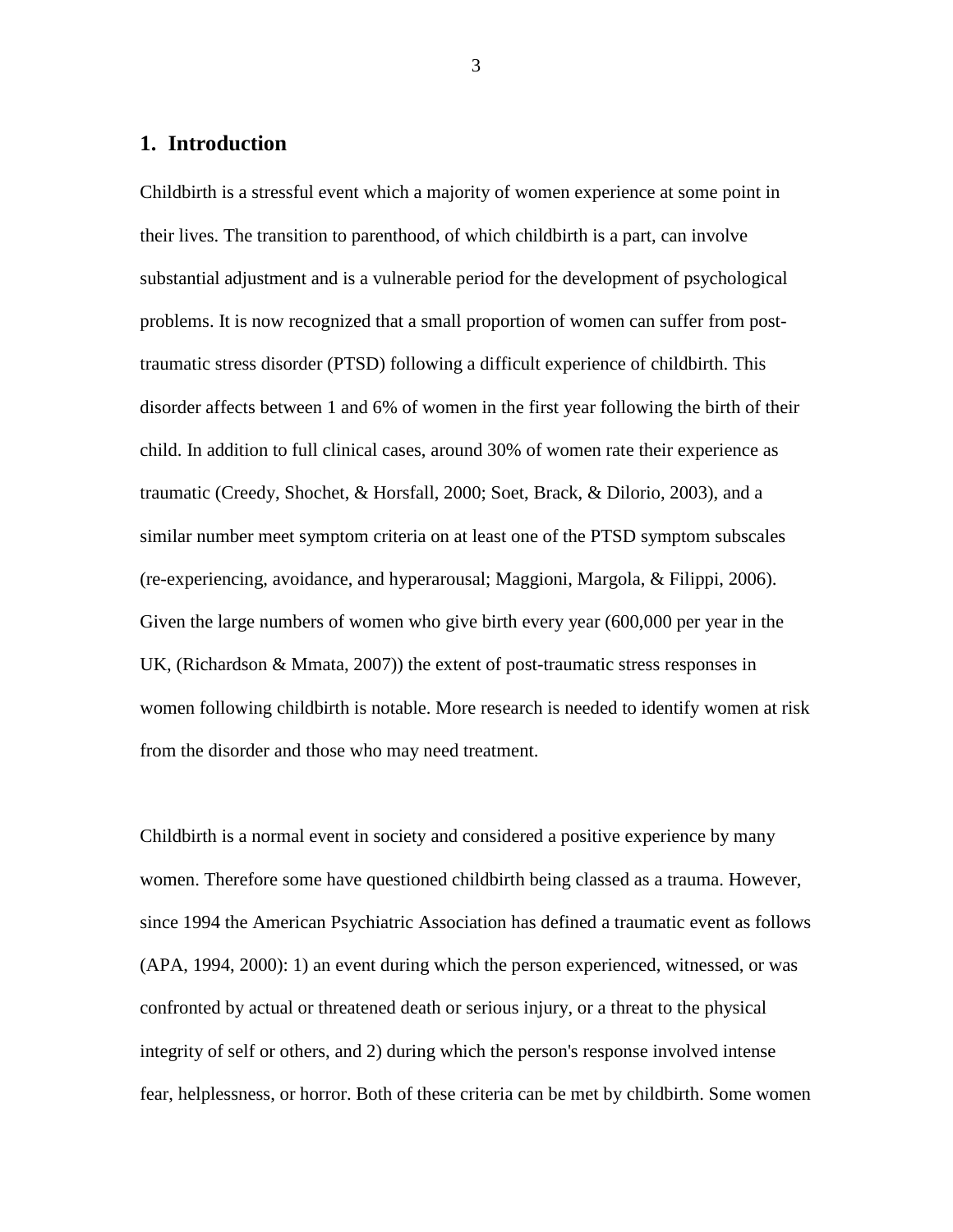## 1. Introduction

Childbirth is a stressful event which a majority of women experience at some point in their lives. The transition to parenthood, of which childbirth is a part, can involve substantial adjustment and is a vulnerable period for the development of psychological problems. It is now recognized that a small proportion of women can suffer from post-traumatic stress disorder (PTSD) following a difficult experience of childbirth. This disorder affects between 1 and 6% of women in the first year following the birth of their child. In addition to full clinical cases, around 30% of women rate their experience as traumatic (Creedy, Shochet, & Horsfall, 2000; Soet, Brack, & Dilorio, 2003), and a similar number meet symptom criteria on at least one of the PTSD symptom subscales (re-experiencing, avoidance, and hyperarousal; Maggioni, Margola, & Filippi, 2006). Given the large numbers of women who give birth every year (600,000 per year in the UK, (Richardson & Mmata, 2007)) the extent of post-traumatic stress responses in women following childbirth is notable. More research is needed to identify women at risk from the disorder and those who may need treatment.

Childbirth is a normal event in society and considered a positive experience by many women. Therefore some have questioned childbirth being classed as a trauma. However, since 1994 the American Psychiatric Association has defined a traumatic event as follows (APA, 1994, 2000): 1) an event during which the person experienced, witnessed, or was confronted by actual or threatened death or serious injury, or a threat to the physical integrity of self or others, and 2) during which the person's response involved intense fear, helplessness, or horror. Both of these criteria can be met by childbirth. Some women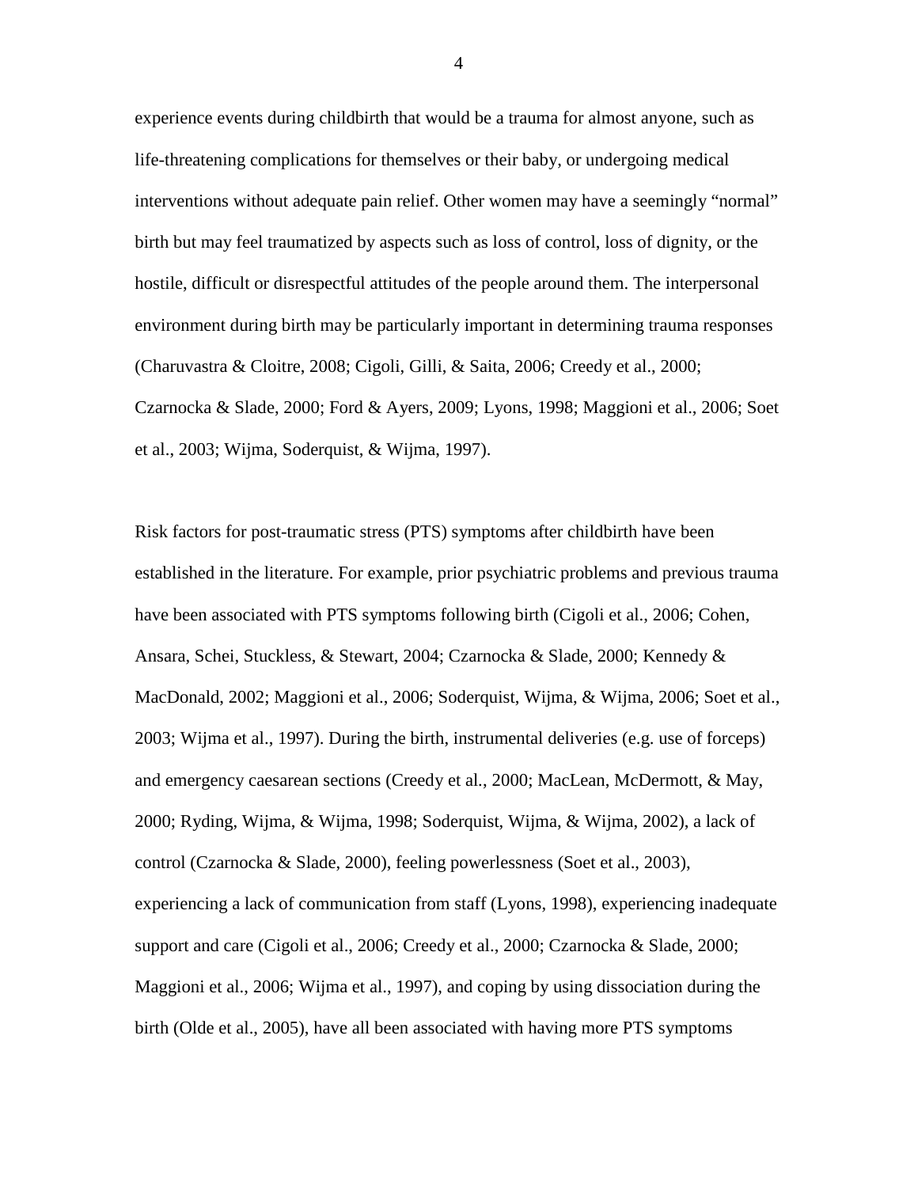experience events during childbirth that would be a trauma for almost anyone, such as life-threatening complications for themselves or their baby, or undergoing medical interventions without adequate pain relief. Other women may have a seemingly "normal" birth but may feel traumatized by aspects such as loss of control, loss of dignity, or the hostile, difficult or disrespectful attitudes of the people around them. The interpersonal environment during birth may be particularly important in determining trauma responses (Charuvastra & Cloitre, 2008; Cigoli, Gilli, & Saita, 2006; Creedy et al., 2000; Czarnocka & Slade, 2000; Ford & Ayers, 2009; Lyons, 1998; Maggioni et al., 2006; Soet et al., 2003; Wijma, Soderquist, & Wijma, 1997).

Risk factors for post-traumatic stress (PTS) symptoms after childbirth have been established in the literature. For example, prior psychiatric problems and previous trauma have been associated with PTS symptoms following birth (Cigoli et al., 2006; Cohen, Ansara, Schei, Stuckless, & Stewart, 2004; Czarnocka & Slade, 2000; Kennedy & MacDonald, 2002; Maggioni et al., 2006; Soderquist, Wijma, & Wijma, 2006; Soet et al., 2003; Wijma et al., 1997). During the birth, instrumental deliveries (e.g. use of forceps) and emergency caesarean sections (Creedy et al., 2000; MacLean, McDermott, & May, 2000; Ryding, Wijma, & Wijma, 1998; Soderquist, Wijma, & Wijma, 2002), a lack of control (Czarnocka & Slade, 2000), feeling powerlessness (Soet et al., 2003), experiencing a lack of communication from staff (Lyons, 1998), experiencing inadequate support and care (Cigoli et al., 2006; Creedy et al., 2000; Czarnocka & Slade, 2000; Maggioni et al., 2006; Wijma et al., 1997), and coping by using dissociation during the birth (Olde et al., 2005), have all been associated with having more PTS symptoms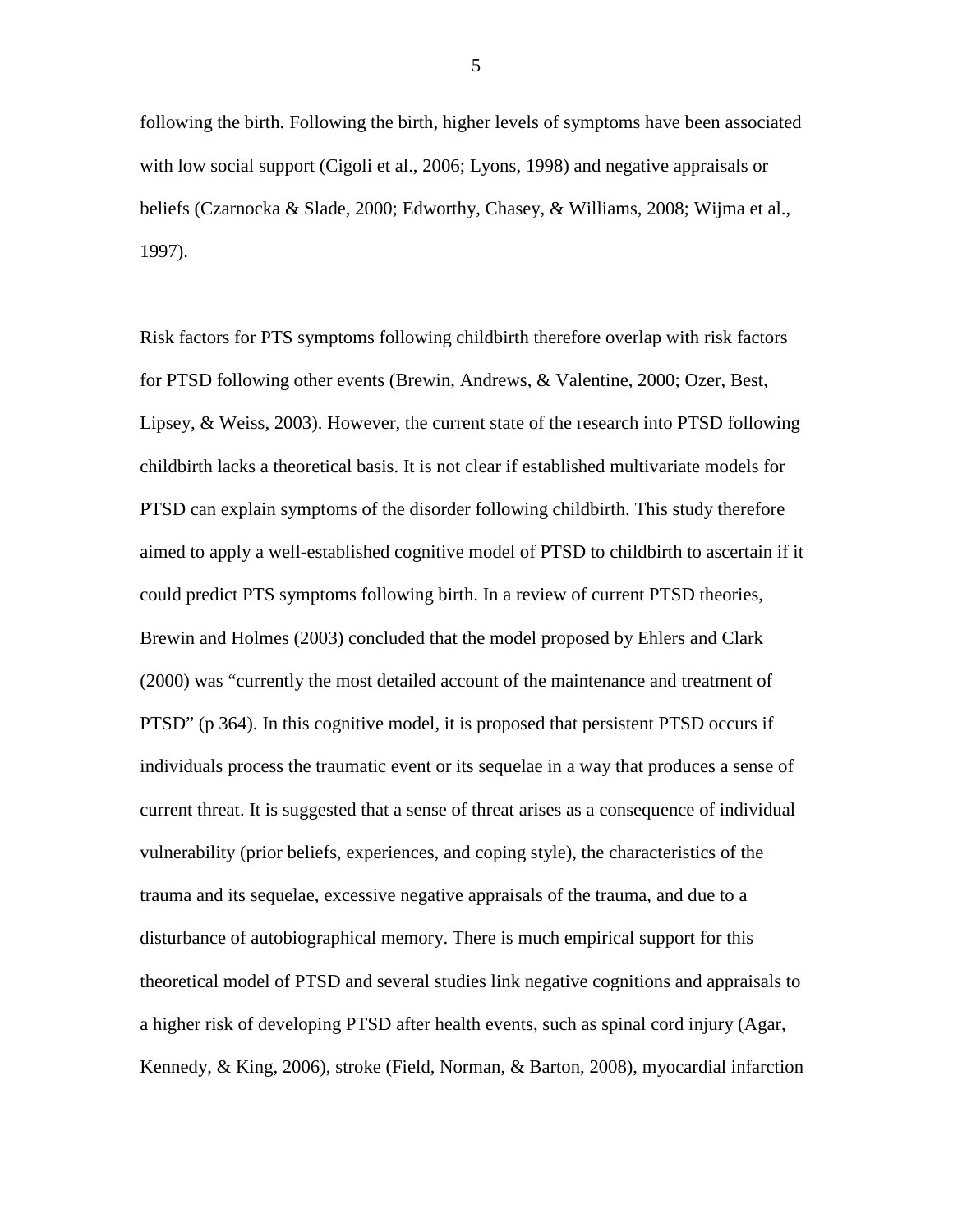following the birth. Following the birth, higher levels of symptoms have been associated with low social support (Cigoli et al., 2006; Lyons, 1998) and negative appraisals or beliefs (Czarnocka & Slade, 2000; Edworthy, Chasey, & Williams, 2008; Wijma et al., 1997).

Risk factors for PTS symptoms following childbirth therefore overlap with risk factors for PTSD following other events (Brewin, Andrews, & Valentine, 2000; Ozer, Best, Lipsey, & Weiss, 2003). However, the current state of the research into PTSD following childbirth lacks a theoretical basis. It is not clear if established multivariate models for PTSD can explain symptoms of the disorder following childbirth. This study therefore aimed to apply a well-established cognitive model of PTSD to childbirth to ascertain if it could predict PTS symptoms following birth. In a review of current PTSD theories, Brewin and Holmes (2003) concluded that the model proposed by Ehlers and Clark (2000) was "currently the most detailed account of the maintenance and treatment of PTSD" (p 364). In this cognitive model, it is proposed that persistent PTSD occurs if individuals process the traumatic event or its sequelae in a way that produces a sense of current threat. It is suggested that a sense of threat arises as a consequence of individual vulnerability (prior beliefs, experiences, and coping style), the characteristics of the trauma and its sequelae, excessive negative appraisals of the trauma, and due to a disturbance of autobiographical memory. There is much empirical support for this theoretical model of PTSD and several studies link negative cognitions and appraisals to a higher risk of developing PTSD after health events, such as spinal cord injury (Agar, Kennedy, & King, 2006), stroke (Field, Norman, & Barton, 2008), myocardial infarction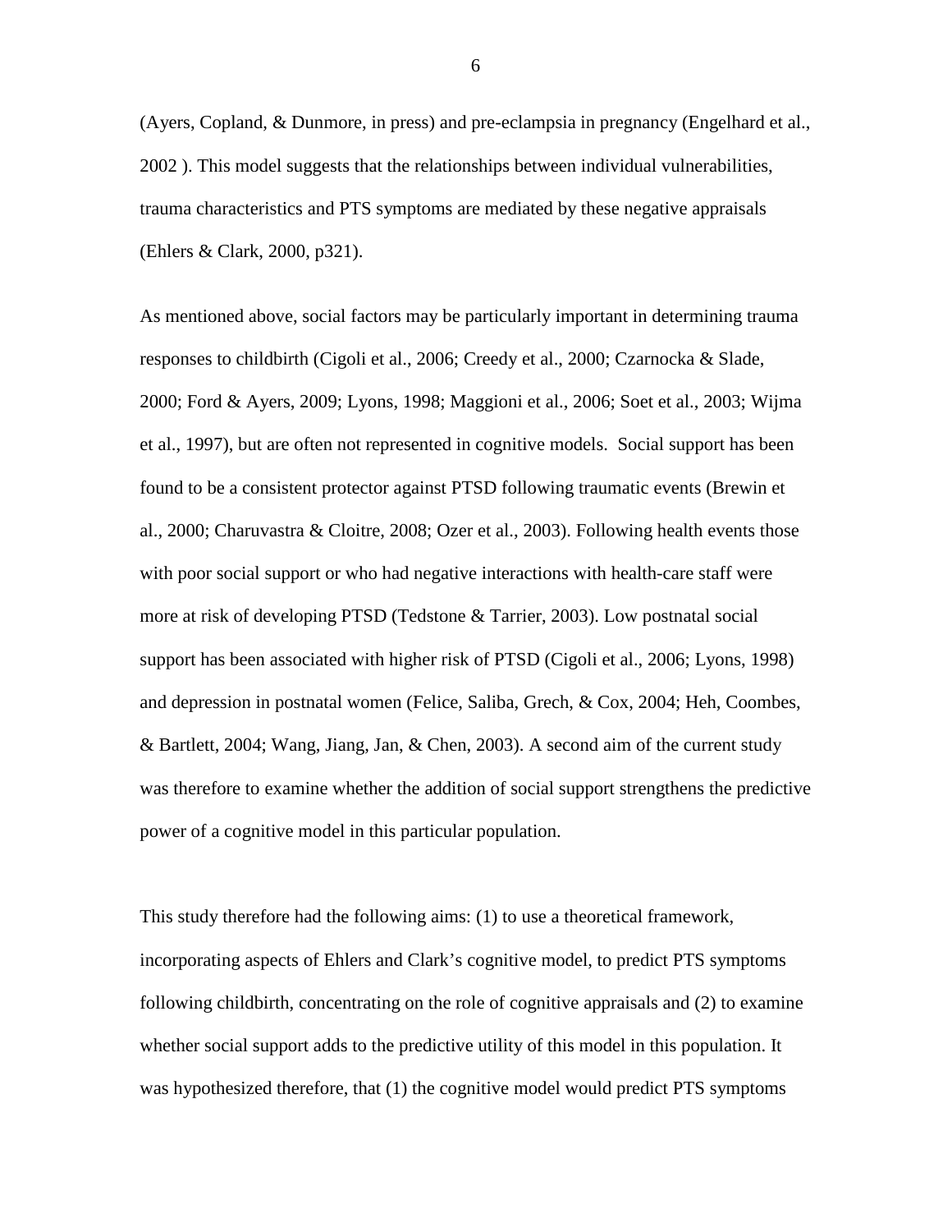(Ayers, Copland, & Dunmore, in press) and pre-eclampsia in pregnancy (Engelhard et al., 2002 ). This model suggests that the relationships between individual vulnerabilities, trauma characteristics and PTS symptoms are mediated by these negative appraisals (Ehlers & Clark, 2000, p321).

As mentioned above, social factors may be particularly important in determining trauma responses to childbirth (Cigoli et al., 2006; Creedy et al., 2000; Czarnocka & Slade, 2000; Ford & Ayers, 2009; Lyons, 1998; Maggioni et al., 2006; Soet et al., 2003; Wijma et al., 1997), but are often not represented in cognitive models. Social support has been found to be a consistent protector against PTSD following traumatic events (Brewin et al., 2000; Charuvastra & Cloitre, 2008; Ozer et al., 2003). Following health events those with poor social support or who had negative interactions with health-care staff were more at risk of developing PTSD (Tedstone & Tarrier, 2003). Low postnatal social support has been associated with higher risk of PTSD (Cigoli et al., 2006; Lyons, 1998) and depression in postnatal women (Felice, Saliba, Grech, & Cox, 2004; Heh, Coombes, & Bartlett, 2004; Wang, Jiang, Jan, & Chen, 2003). A second aim of the current study was therefore to examine whether the addition of social support strengthens the predictive power of a cognitive model in this particular population.

This study therefore had the following aims: (1) to use a theoretical framework, incorporating aspects of Ehlers and Clark's cognitive model, to predict PTS symptoms following childbirth, concentrating on the role of cognitive appraisals and (2) to examine whether social support adds to the predictive utility of this model in this population. It was hypothesized therefore, that (1) the cognitive model would predict PTS symptoms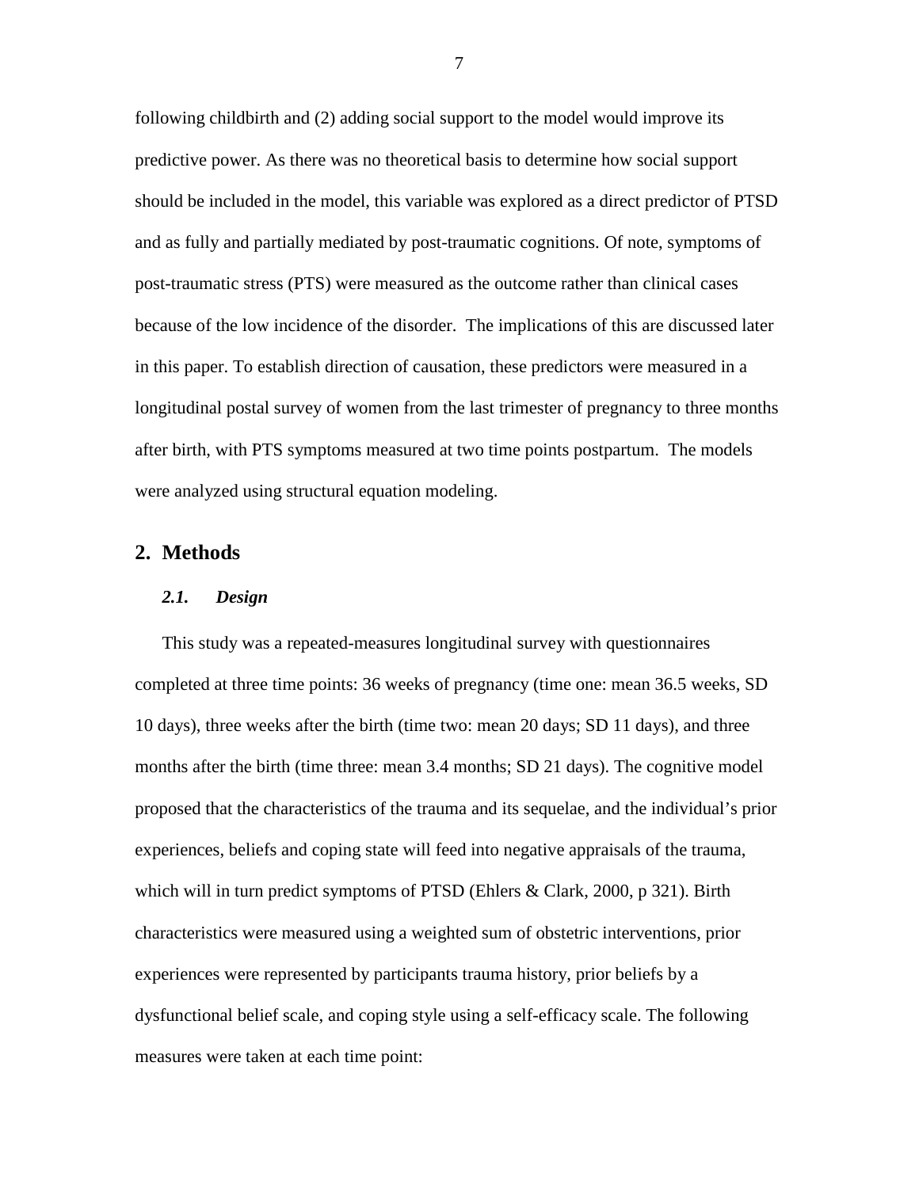following childbirth and (2) adding social support to the model would improve its predictive power. As there was no theoretical basis to determine how social support should be included in the model, this variable was explored as a direct predictor of PTSD and as fully and partially mediated by post-traumatic cognitions. Of note, symptoms of post-traumatic stress (PTS) were measured as the outcome rather than clinical cases because of the low incidence of the disorder. The implications of this are discussed later in this paper. To establish direction of causation, these predictors were measured in a longitudinal postal survey of women from the last trimester of pregnancy to three months after birth, with PTS symptoms measured at two time points postpartum. The models were analyzed using structural equation modeling.

## 2. Methods

### *2.1. Design*

This study was a repeated-measures longitudinal survey with questionnaires completed at three time points: 36 weeks of pregnancy (time one: mean 36.5 weeks, SD 10 days), three weeks after the birth (time two: mean 20 days; SD 11 days), and three months after the birth (time three: mean 3.4 months; SD 21 days). The cognitive model proposed that the characteristics of the trauma and its sequelae, and the individual's prior experiences, beliefs and coping state will feed into negative appraisals of the trauma, which will in turn predict symptoms of PTSD (Ehlers & Clark, 2000, p 321). Birth characteristics were measured using a weighted sum of obstetric interventions, prior experiences were represented by participants trauma history, prior beliefs by a dysfunctional belief scale, and coping style using a self-efficacy scale. The following measures were taken at each time point: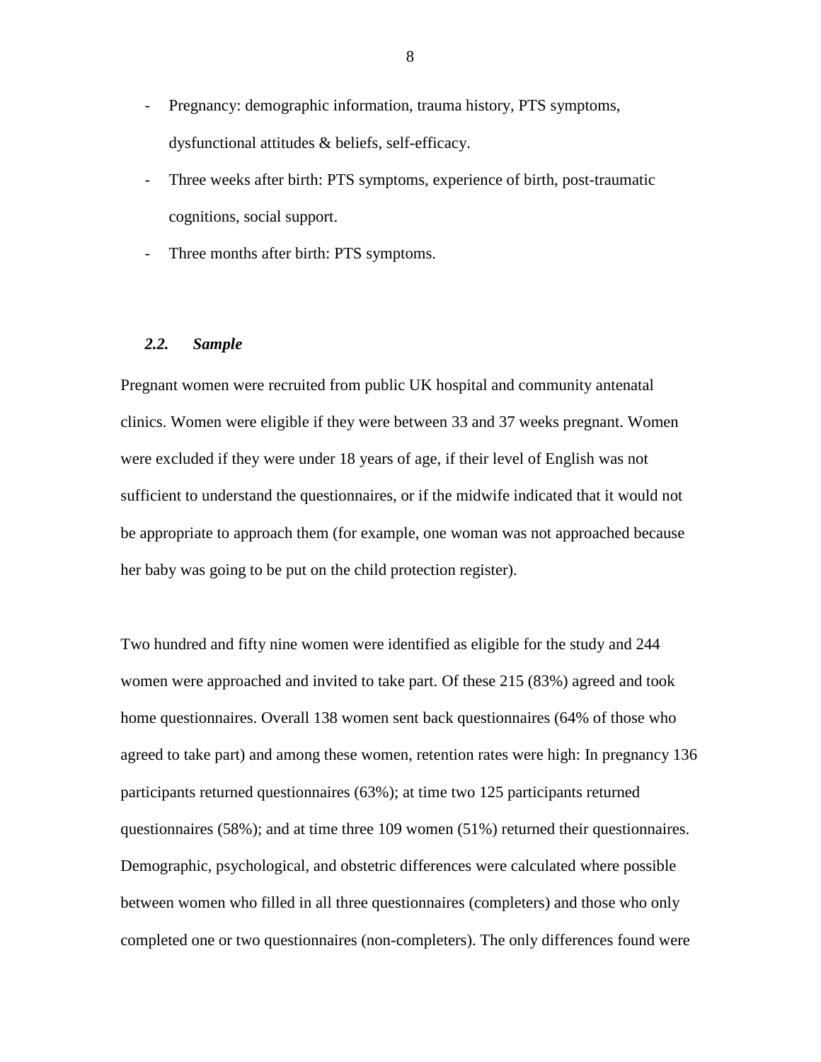- Pregnancy: demographic information, trauma history, PTS symptoms, dysfunctional attitudes & beliefs, self-efficacy.
- Three weeks after birth: PTS symptoms, experience of birth, post-traumatic cognitions, social support.
- Three months after birth: PTS symptoms.

### *2.2. Sample*

Pregnant women were recruited from public UK hospital and community antenatal clinics. Women were eligible if they were between 33 and 37 weeks pregnant. Women were excluded if they were under 18 years of age, if their level of English was not sufficient to understand the questionnaires, or if the midwife indicated that it would not be appropriate to approach them (for example, one woman was not approached because her baby was going to be put on the child protection register).

Two hundred and fifty nine women were identified as eligible for the study and 244 women were approached and invited to take part. Of these 215 (83%) agreed and took home questionnaires. Overall 138 women sent back questionnaires (64% of those who agreed to take part) and among these women, retention rates were high: In pregnancy 136 participants returned questionnaires (63%); at time two 125 participants returned questionnaires (58%); and at time three 109 women (51%) returned their questionnaires. Demographic, psychological, and obstetric differences were calculated where possible between women who filled in all three questionnaires (completers) and those who only completed one or two questionnaires (non-completers). The only differences found were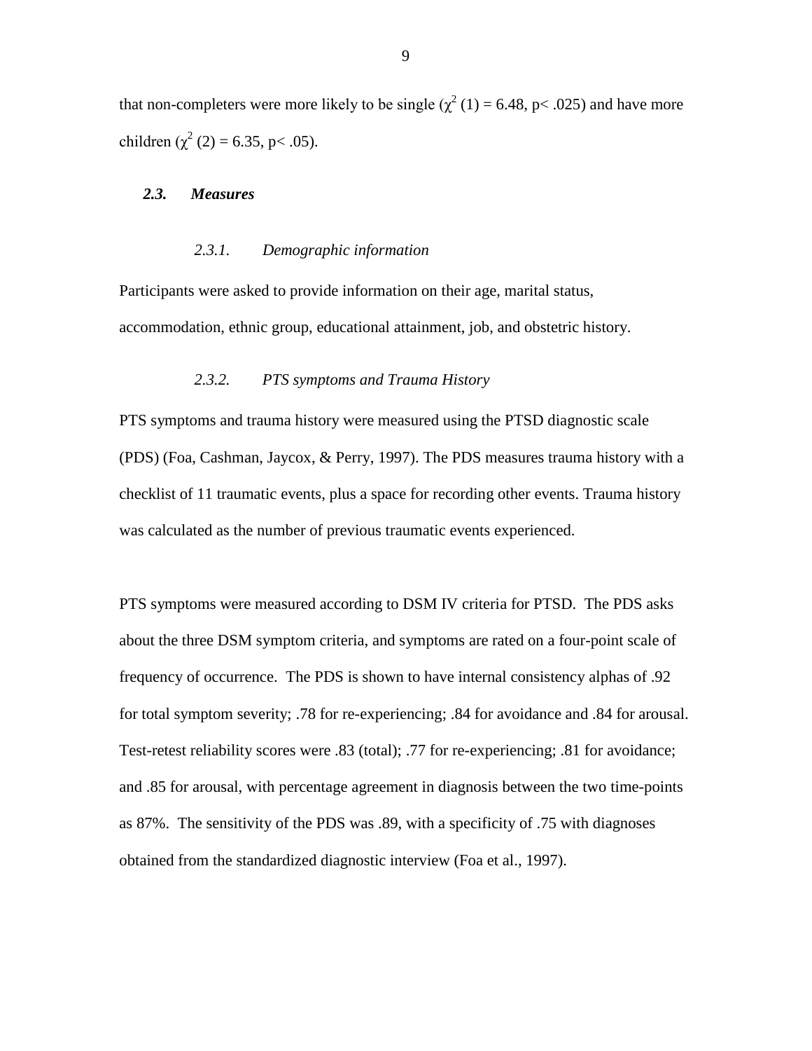that non-completers were more likely to be single ($\chi^2$ (1) = 6.48, $p < .025$) and have more children ($\chi^2$ (2) = 6.35, $p < .05$).

## *2.3. Measures*

### *2.3.1. Demographic information*

Participants were asked to provide information on their age, marital status, accommodation, ethnic group, educational attainment, job, and obstetric history.

### *2.3.2. PTS symptoms and Trauma History*

PTS symptoms and trauma history were measured using the PTSD diagnostic scale (PDS) (Foa, Cashman, Jaycox, & Perry, 1997). The PDS measures trauma history with a checklist of 11 traumatic events, plus a space for recording other events. Trauma history was calculated as the number of previous traumatic events experienced.

PTS symptoms were measured according to DSM IV criteria for PTSD. The PDS asks about the three DSM symptom criteria, and symptoms are rated on a four-point scale of frequency of occurrence. The PDS is shown to have internal consistency alphas of .92 for total symptom severity; .78 for re-experiencing; .84 for avoidance and .84 for arousal. Test-retest reliability scores were .83 (total); .77 for re-experiencing; .81 for avoidance; and .85 for arousal, with percentage agreement in diagnosis between the two time-points as 87%. The sensitivity of the PDS was .89, with a specificity of .75 with diagnoses obtained from the standardized diagnostic interview (Foa et al., 1997).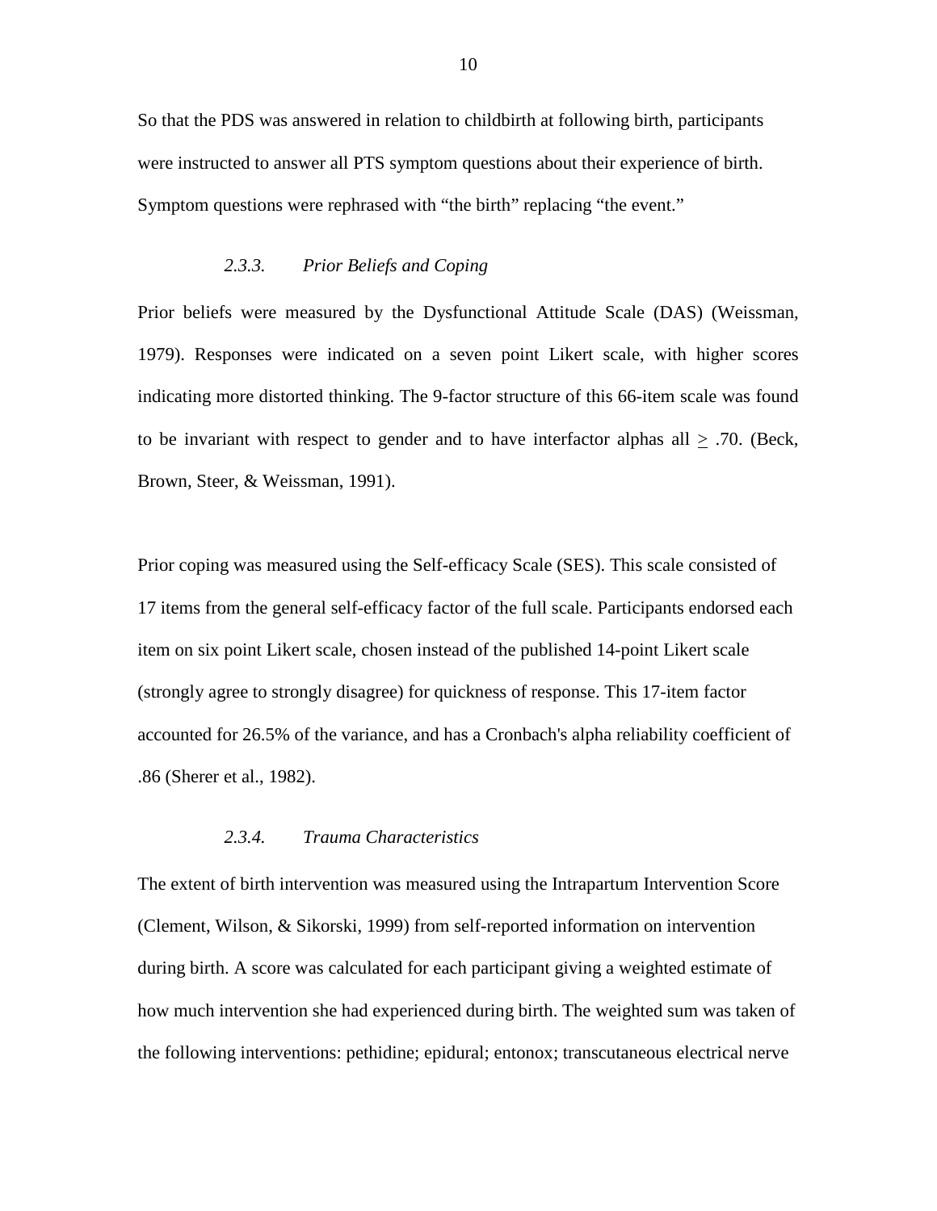So that the PDS was answered in relation to childbirth at following birth, participants were instructed to answer all PTS symptom questions about their experience of birth. Symptom questions were rephrased with "the birth" replacing "the event."

### *2.3.3. Prior Beliefs and Coping*

Prior beliefs were measured by the Dysfunctional Attitude Scale (DAS) (Weissman, 1979). Responses were indicated on a seven point Likert scale, with higher scores indicating more distorted thinking. The 9-factor structure of this 66-item scale was found to be invariant with respect to gender and to have interfactor alphas all $\geq$ .70. (Beck, Brown, Steer, & Weissman, 1991).

Prior coping was measured using the Self-efficacy Scale (SES). This scale consisted of 17 items from the general self-efficacy factor of the full scale. Participants endorsed each item on six point Likert scale, chosen instead of the published 14-point Likert scale (strongly agree to strongly disagree) for quickness of response. This 17-item factor accounted for 26.5% of the variance, and has a Cronbach's alpha reliability coefficient of .86 (Sherer et al., 1982).

### *2.3.4. Trauma Characteristics*

The extent of birth intervention was measured using the Intrapartum Intervention Score (Clement, Wilson, & Sikorski, 1999) from self-reported information on intervention during birth. A score was calculated for each participant giving a weighted estimate of how much intervention she had experienced during birth. The weighted sum was taken of the following interventions: pethidine; epidural; entonox; transcutaneous electrical nerve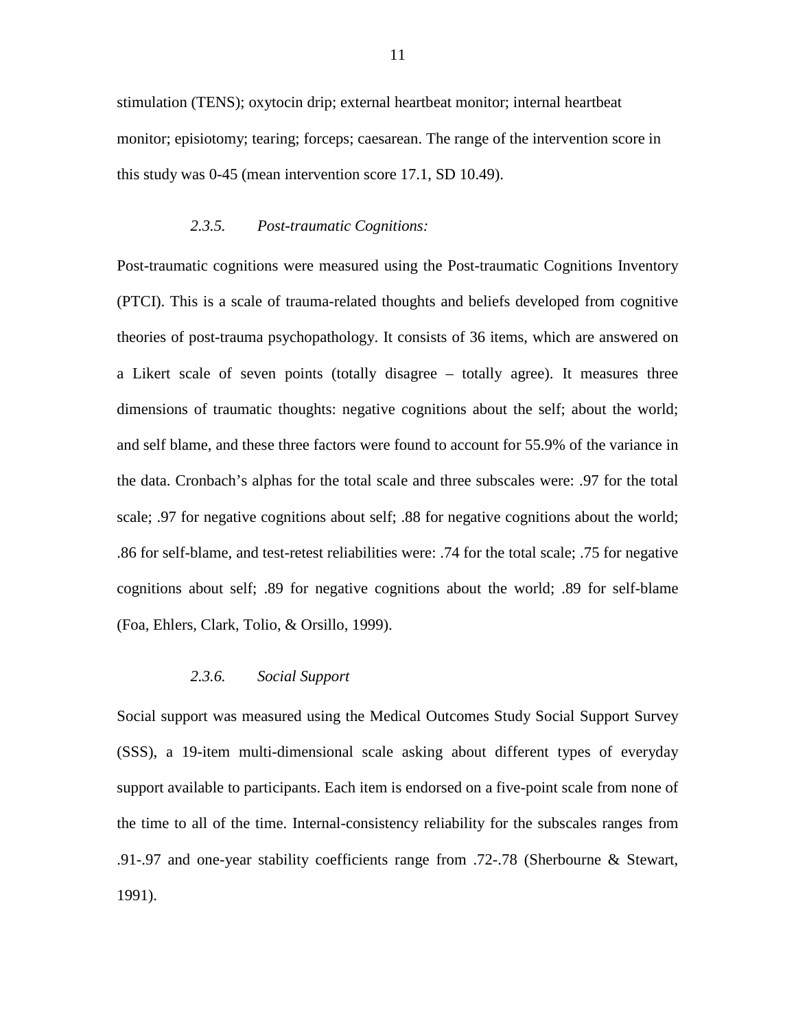stimulation (TENS); oxytocin drip; external heartbeat monitor; internal heartbeat monitor; episiotomy; tearing; forceps; caesarean. The range of the intervention score in this study was 0-45 (mean intervention score 17.1, SD 10.49).

### *2.3.5. Post-traumatic Cognitions:*

Post-traumatic cognitions were measured using the Post-traumatic Cognitions Inventory (PTCI). This is a scale of trauma-related thoughts and beliefs developed from cognitive theories of post-trauma psychopathology. It consists of 36 items, which are answered on a Likert scale of seven points (totally disagree – totally agree). It measures three dimensions of traumatic thoughts: negative cognitions about the self; about the world; and self blame, and these three factors were found to account for 55.9% of the variance in the data. Cronbach's alphas for the total scale and three subscales were: .97 for the total scale; .97 for negative cognitions about self; .88 for negative cognitions about the world; .86 for self-blame, and test-retest reliabilities were: .74 for the total scale; .75 for negative cognitions about self; .89 for negative cognitions about the world; .89 for self-blame (Foa, Ehlers, Clark, Tolio, & Orsillo, 1999).

### *2.3.6. Social Support*

Social support was measured using the Medical Outcomes Study Social Support Survey (SSS), a 19-item multi-dimensional scale asking about different types of everyday support available to participants. Each item is endorsed on a five-point scale from none of the time to all of the time. Internal-consistency reliability for the subscales ranges from .91-.97 and one-year stability coefficients range from .72-.78 (Sherbourne & Stewart, 1991).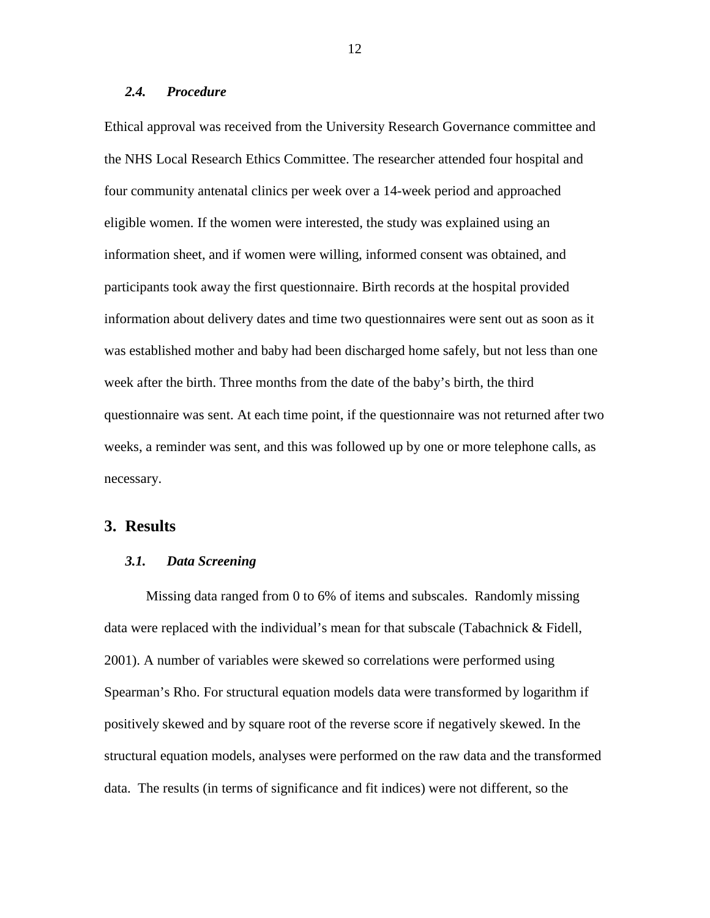### *2.4. Procedure*

Ethical approval was received from the University Research Governance committee and the NHS Local Research Ethics Committee. The researcher attended four hospital and four community antenatal clinics per week over a 14-week period and approached eligible women. If the women were interested, the study was explained using an information sheet, and if women were willing, informed consent was obtained, and participants took away the first questionnaire. Birth records at the hospital provided information about delivery dates and time two questionnaires were sent out as soon as it was established mother and baby had been discharged home safely, but not less than one week after the birth. Three months from the date of the baby's birth, the third questionnaire was sent. At each time point, if the questionnaire was not returned after two weeks, a reminder was sent, and this was followed up by one or more telephone calls, as necessary.

## 3. Results

### *3.1. Data Screening*

Missing data ranged from 0 to 6% of items and subscales. Randomly missing data were replaced with the individual's mean for that subscale (Tabachnick & Fidell, 2001). A number of variables were skewed so correlations were performed using Spearman's Rho. For structural equation models data were transformed by logarithm if positively skewed and by square root of the reverse score if negatively skewed. In the structural equation models, analyses were performed on the raw data and the transformed data. The results (in terms of significance and fit indices) were not different, so the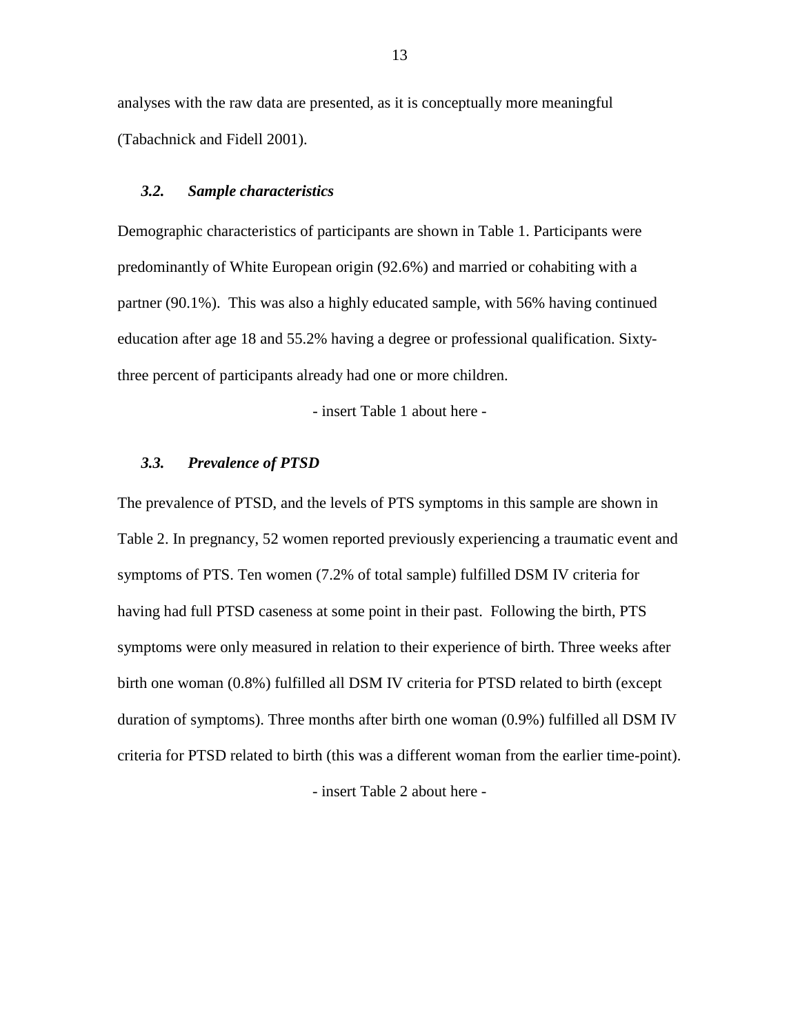analyses with the raw data are presented, as it is conceptually more meaningful (Tabachnick and Fidell 2001).

### *3.2. Sample characteristics*

Demographic characteristics of participants are shown in Table 1. Participants were predominantly of White European origin (92.6%) and married or cohabiting with a partner (90.1%). This was also a highly educated sample, with 56% having continued education after age 18 and 55.2% having a degree or professional qualification. Sixty-three percent of participants already had one or more children.

- insert Table 1 about here -

### *3.3. Prevalence of PTSD*

The prevalence of PTSD, and the levels of PTS symptoms in this sample are shown in Table 2. In pregnancy, 52 women reported previously experiencing a traumatic event and symptoms of PTS. Ten women (7.2% of total sample) fulfilled DSM IV criteria for having had full PTSD caseness at some point in their past. Following the birth, PTS symptoms were only measured in relation to their experience of birth. Three weeks after birth one woman (0.8%) fulfilled all DSM IV criteria for PTSD related to birth (except duration of symptoms). Three months after birth one woman (0.9%) fulfilled all DSM IV criteria for PTSD related to birth (this was a different woman from the earlier time-point).

- insert Table 2 about here -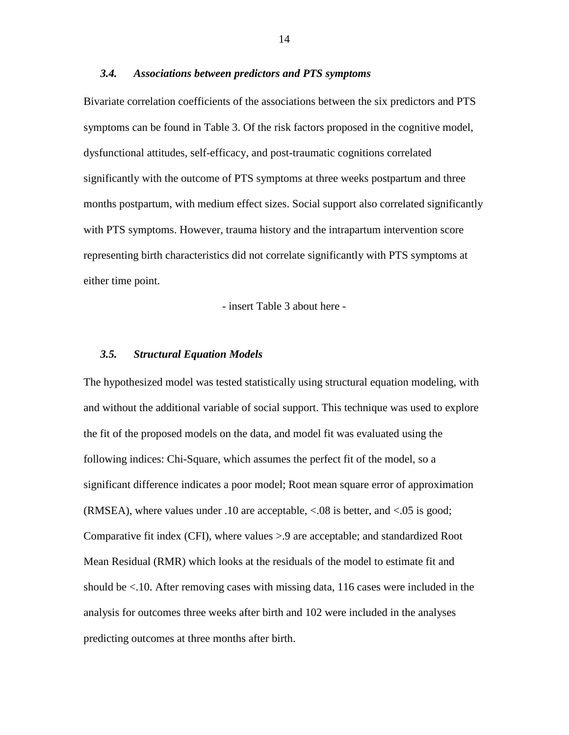### *3.4. Associations between predictors and PTS symptoms*

Bivariate correlation coefficients of the associations between the six predictors and PTS symptoms can be found in Table 3. Of the risk factors proposed in the cognitive model, dysfunctional attitudes, self-efficacy, and post-traumatic cognitions correlated significantly with the outcome of PTS symptoms at three weeks postpartum and three months postpartum, with medium effect sizes. Social support also correlated significantly with PTS symptoms. However, trauma history and the intrapartum intervention score representing birth characteristics did not correlate significantly with PTS symptoms at either time point.

- insert Table 3 about here -

### *3.5. Structural Equation Models*

The hypothesized model was tested statistically using structural equation modeling, with and without the additional variable of social support. This technique was used to explore the fit of the proposed models on the data, and model fit was evaluated using the following indices: Chi-Square, which assumes the perfect fit of the model, so a significant difference indicates a poor model; Root mean square error of approximation (RMSEA), where values under .10 are acceptable, <.08 is better, and <.05 is good; Comparative fit index (CFI), where values >.9 are acceptable; and standardized Root Mean Residual (RMR) which looks at the residuals of the model to estimate fit and should be <.10. After removing cases with missing data, 116 cases were included in the analysis for outcomes three weeks after birth and 102 were included in the analyses predicting outcomes at three months after birth.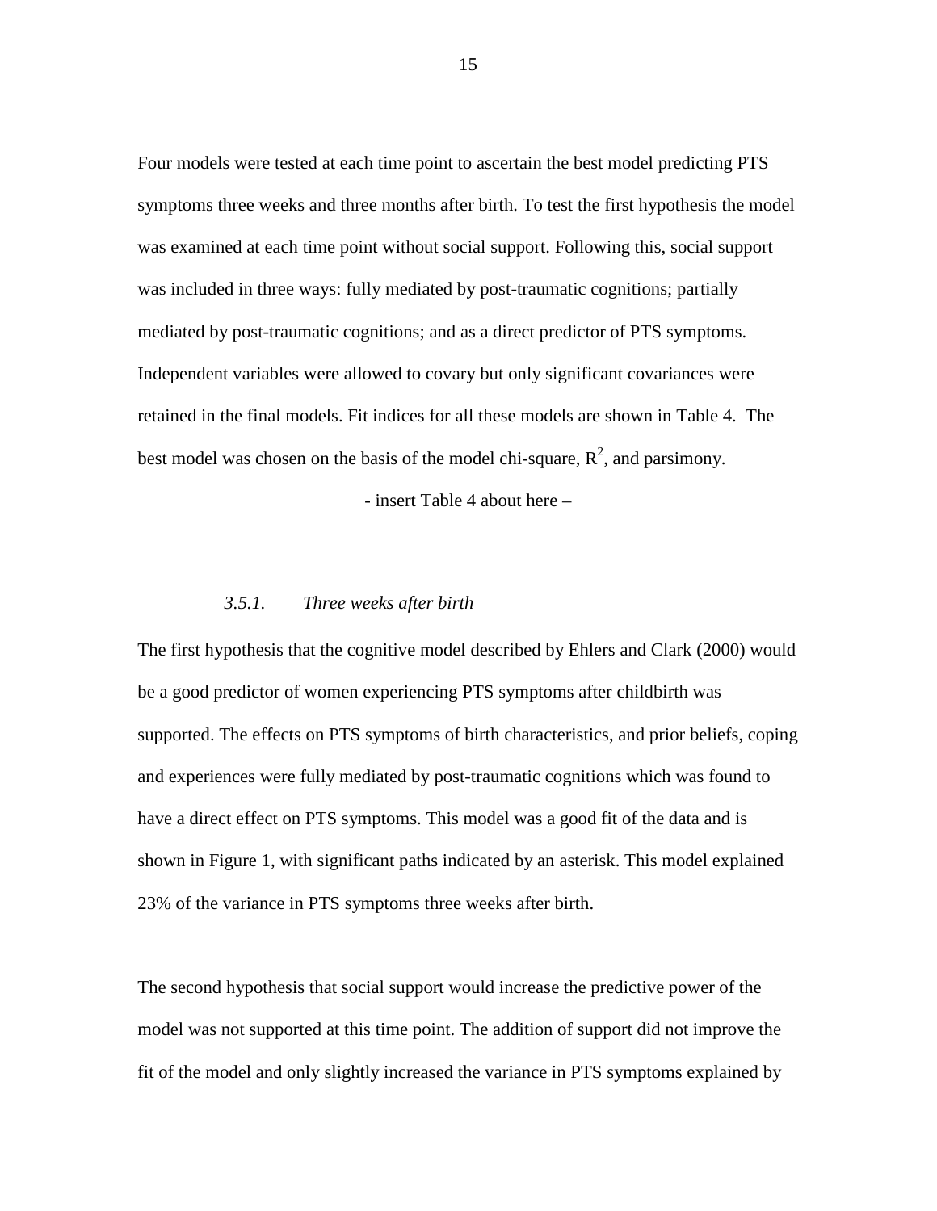Four models were tested at each time point to ascertain the best model predicting PTS symptoms three weeks and three months after birth. To test the first hypothesis the model was examined at each time point without social support. Following this, social support was included in three ways: fully mediated by post-traumatic cognitions; partially mediated by post-traumatic cognitions; and as a direct predictor of PTS symptoms. Independent variables were allowed to covary but only significant covariances were retained in the final models. Fit indices for all these models are shown in Table 4. The best model was chosen on the basis of the model chi-square, $R^2$, and parsimony.

- insert Table 4 about here –

#### *3.5.1. Three weeks after birth*

The first hypothesis that the cognitive model described by Ehlers and Clark (2000) would be a good predictor of women experiencing PTS symptoms after childbirth was supported. The effects on PTS symptoms of birth characteristics, and prior beliefs, coping and experiences were fully mediated by post-traumatic cognitions which was found to have a direct effect on PTS symptoms. This model was a good fit of the data and is shown in Figure 1, with significant paths indicated by an asterisk. This model explained 23% of the variance in PTS symptoms three weeks after birth.

The second hypothesis that social support would increase the predictive power of the model was not supported at this time point. The addition of support did not improve the fit of the model and only slightly increased the variance in PTS symptoms explained by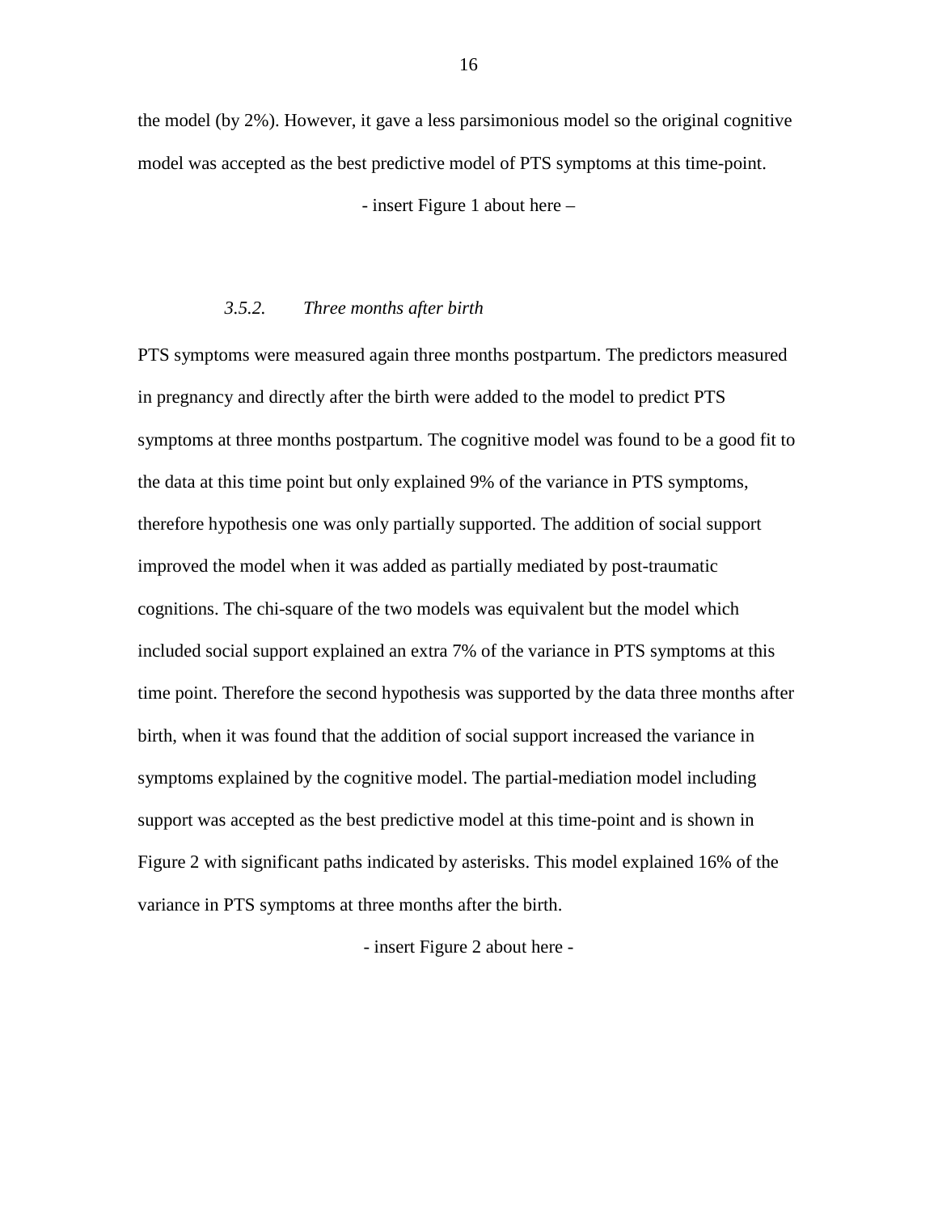the model (by 2%). However, it gave a less parsimonious model so the original cognitive model was accepted as the best predictive model of PTS symptoms at this time-point.

- insert Figure 1 about here –

### *3.5.2. Three months after birth*

PTS symptoms were measured again three months postpartum. The predictors measured in pregnancy and directly after the birth were added to the model to predict PTS symptoms at three months postpartum. The cognitive model was found to be a good fit to the data at this time point but only explained 9% of the variance in PTS symptoms, therefore hypothesis one was only partially supported. The addition of social support improved the model when it was added as partially mediated by post-traumatic cognitions. The chi-square of the two models was equivalent but the model which included social support explained an extra 7% of the variance in PTS symptoms at this time point. Therefore the second hypothesis was supported by the data three months after birth, when it was found that the addition of social support increased the variance in symptoms explained by the cognitive model. The partial-mediation model including support was accepted as the best predictive model at this time-point and is shown in Figure 2 with significant paths indicated by asterisks. This model explained 16% of the variance in PTS symptoms at three months after the birth.

- insert Figure 2 about here -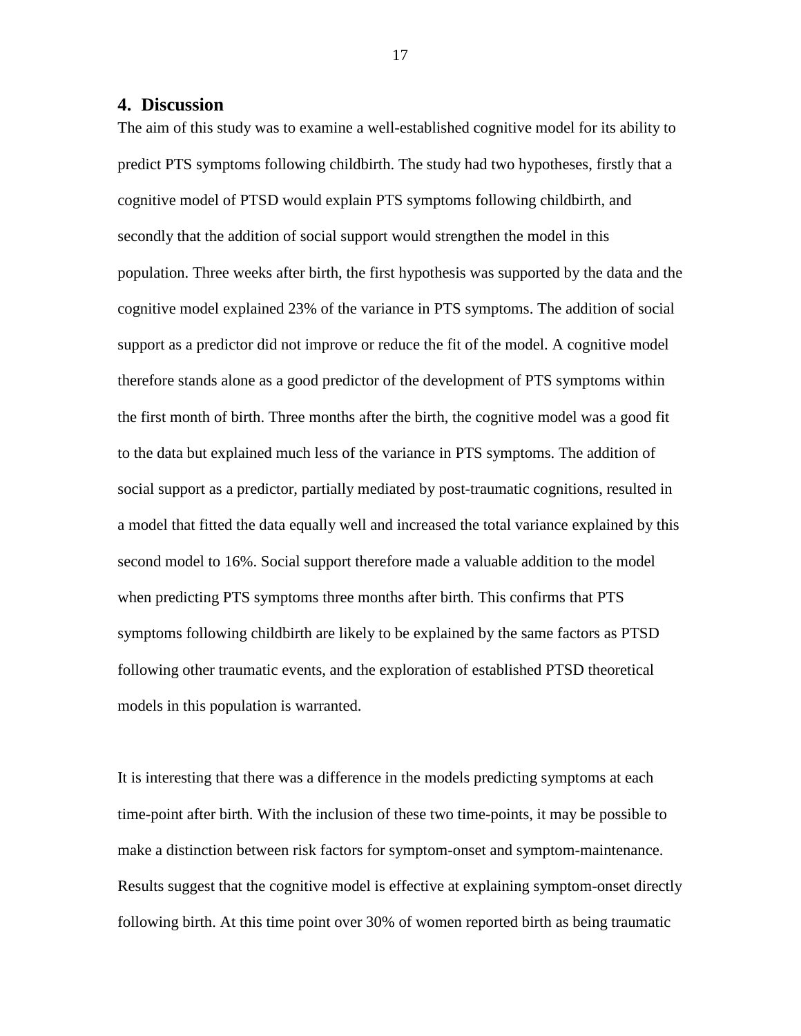## 4. Discussion

The aim of this study was to examine a well-established cognitive model for its ability to predict PTS symptoms following childbirth. The study had two hypotheses, firstly that a cognitive model of PTSD would explain PTS symptoms following childbirth, and secondly that the addition of social support would strengthen the model in this population. Three weeks after birth, the first hypothesis was supported by the data and the cognitive model explained 23% of the variance in PTS symptoms. The addition of social support as a predictor did not improve or reduce the fit of the model. A cognitive model therefore stands alone as a good predictor of the development of PTS symptoms within the first month of birth. Three months after the birth, the cognitive model was a good fit to the data but explained much less of the variance in PTS symptoms. The addition of social support as a predictor, partially mediated by post-traumatic cognitions, resulted in a model that fitted the data equally well and increased the total variance explained by this second model to 16%. Social support therefore made a valuable addition to the model when predicting PTS symptoms three months after birth. This confirms that PTS symptoms following childbirth are likely to be explained by the same factors as PTSD following other traumatic events, and the exploration of established PTSD theoretical models in this population is warranted.

It is interesting that there was a difference in the models predicting symptoms at each time-point after birth. With the inclusion of these two time-points, it may be possible to make a distinction between risk factors for symptom-onset and symptom-maintenance. Results suggest that the cognitive model is effective at explaining symptom-onset directly following birth. At this time point over 30% of women reported birth as being traumatic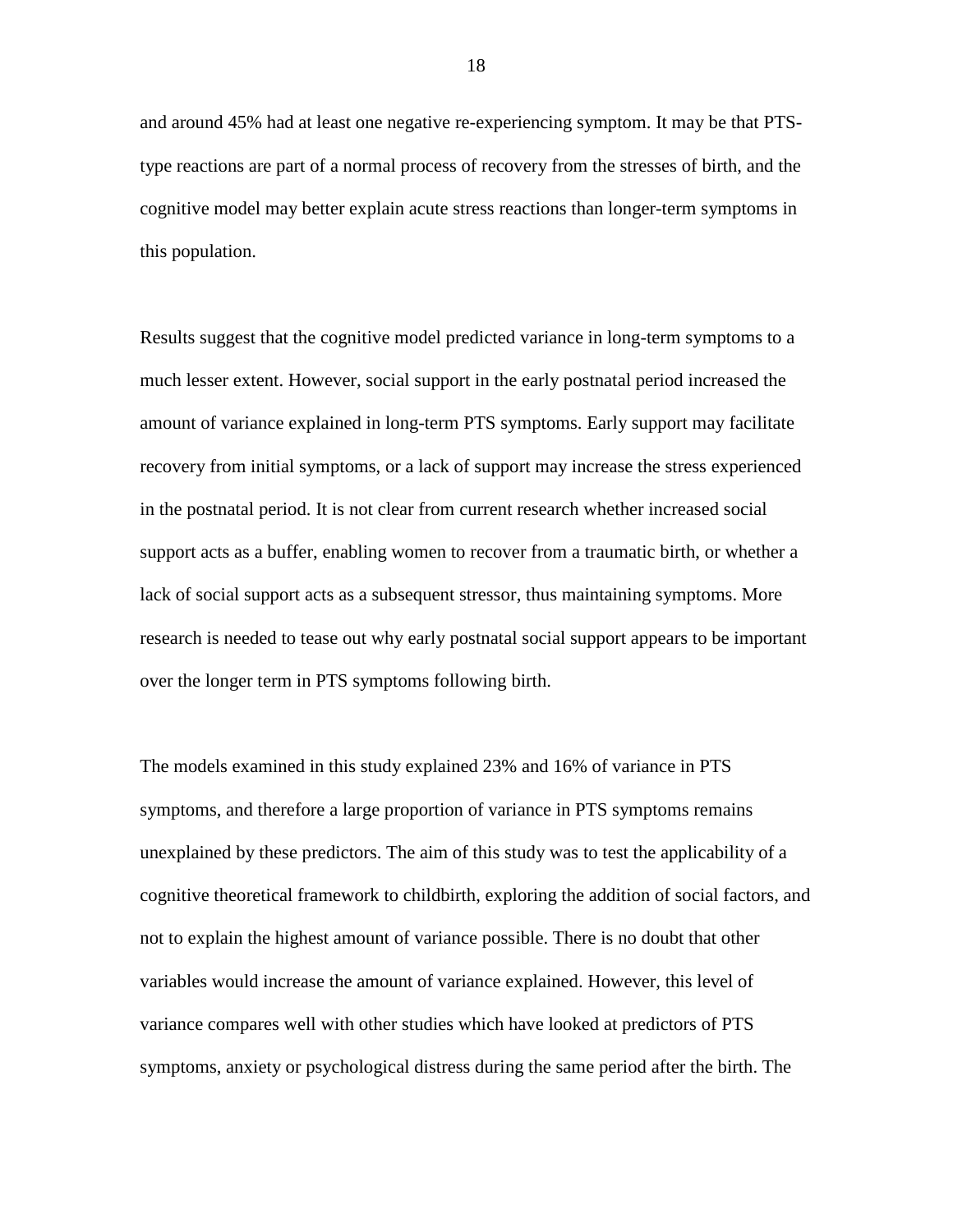and around 45% had at least one negative re-experiencing symptom. It may be that PTS-type reactions are part of a normal process of recovery from the stresses of birth, and the cognitive model may better explain acute stress reactions than longer-term symptoms in this population.

Results suggest that the cognitive model predicted variance in long-term symptoms to a much lesser extent. However, social support in the early postnatal period increased the amount of variance explained in long-term PTS symptoms. Early support may facilitate recovery from initial symptoms, or a lack of support may increase the stress experienced in the postnatal period. It is not clear from current research whether increased social support acts as a buffer, enabling women to recover from a traumatic birth, or whether a lack of social support acts as a subsequent stressor, thus maintaining symptoms. More research is needed to tease out why early postnatal social support appears to be important over the longer term in PTS symptoms following birth.

The models examined in this study explained 23% and 16% of variance in PTS symptoms, and therefore a large proportion of variance in PTS symptoms remains unexplained by these predictors. The aim of this study was to test the applicability of a cognitive theoretical framework to childbirth, exploring the addition of social factors, and not to explain the highest amount of variance possible. There is no doubt that other variables would increase the amount of variance explained. However, this level of variance compares well with other studies which have looked at predictors of PTS symptoms, anxiety or psychological distress during the same period after the birth. The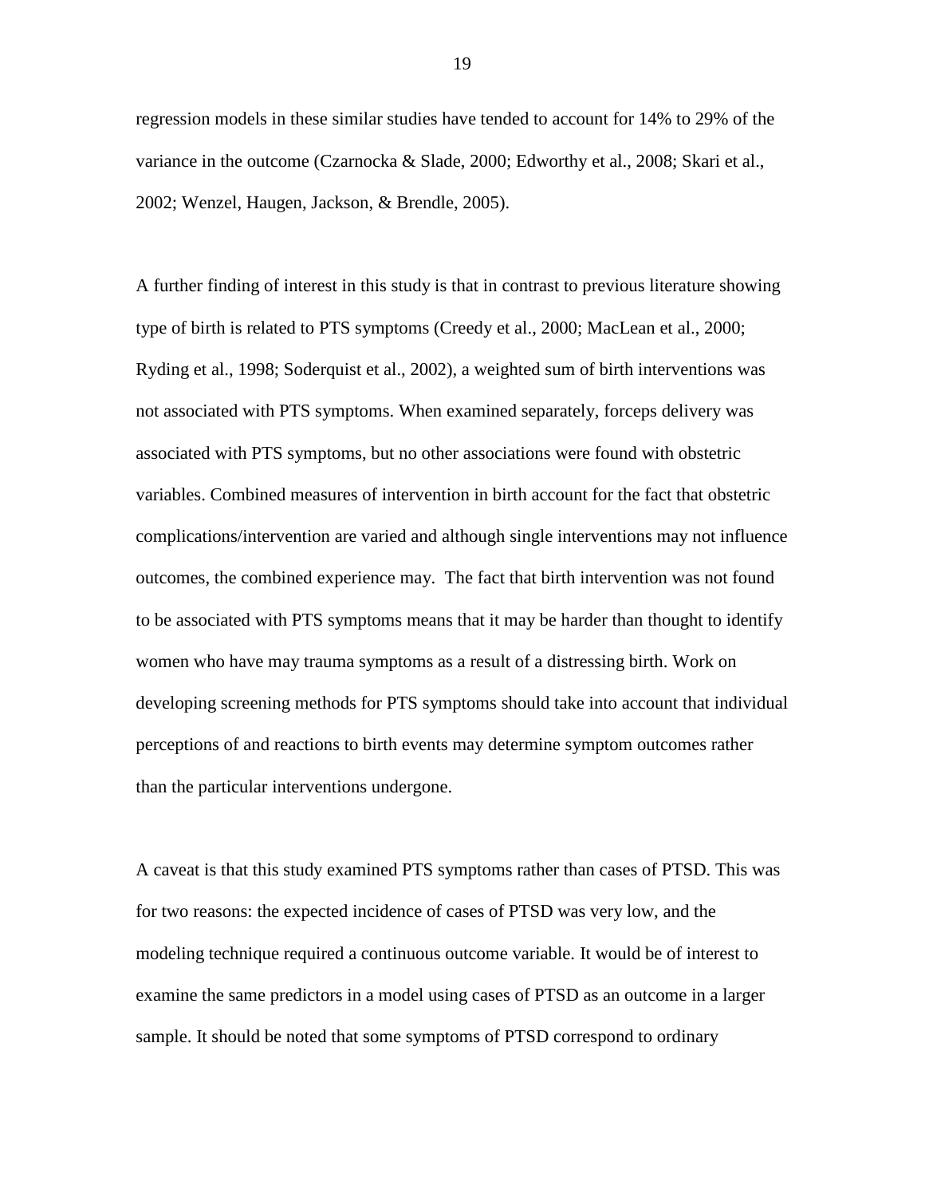regression models in these similar studies have tended to account for 14% to 29% of the variance in the outcome (Czarnocka & Slade, 2000; Edworthy et al., 2008; Skari et al., 2002; Wenzel, Haugen, Jackson, & Brendle, 2005).

A further finding of interest in this study is that in contrast to previous literature showing type of birth is related to PTS symptoms (Creedy et al., 2000; MacLean et al., 2000; Ryding et al., 1998; Soderquist et al., 2002), a weighted sum of birth interventions was not associated with PTS symptoms. When examined separately, forceps delivery was associated with PTS symptoms, but no other associations were found with obstetric variables. Combined measures of intervention in birth account for the fact that obstetric complications/intervention are varied and although single interventions may not influence outcomes, the combined experience may.  The fact that birth intervention was not found to be associated with PTS symptoms means that it may be harder than thought to identify women who have may trauma symptoms as a result of a distressing birth. Work on developing screening methods for PTS symptoms should take into account that individual perceptions of and reactions to birth events may determine symptom outcomes rather than the particular interventions undergone.

A caveat is that this study examined PTS symptoms rather than cases of PTSD. This was for two reasons: the expected incidence of cases of PTSD was very low, and the modeling technique required a continuous outcome variable. It would be of interest to examine the same predictors in a model using cases of PTSD as an outcome in a larger sample. It should be noted that some symptoms of PTSD correspond to ordinary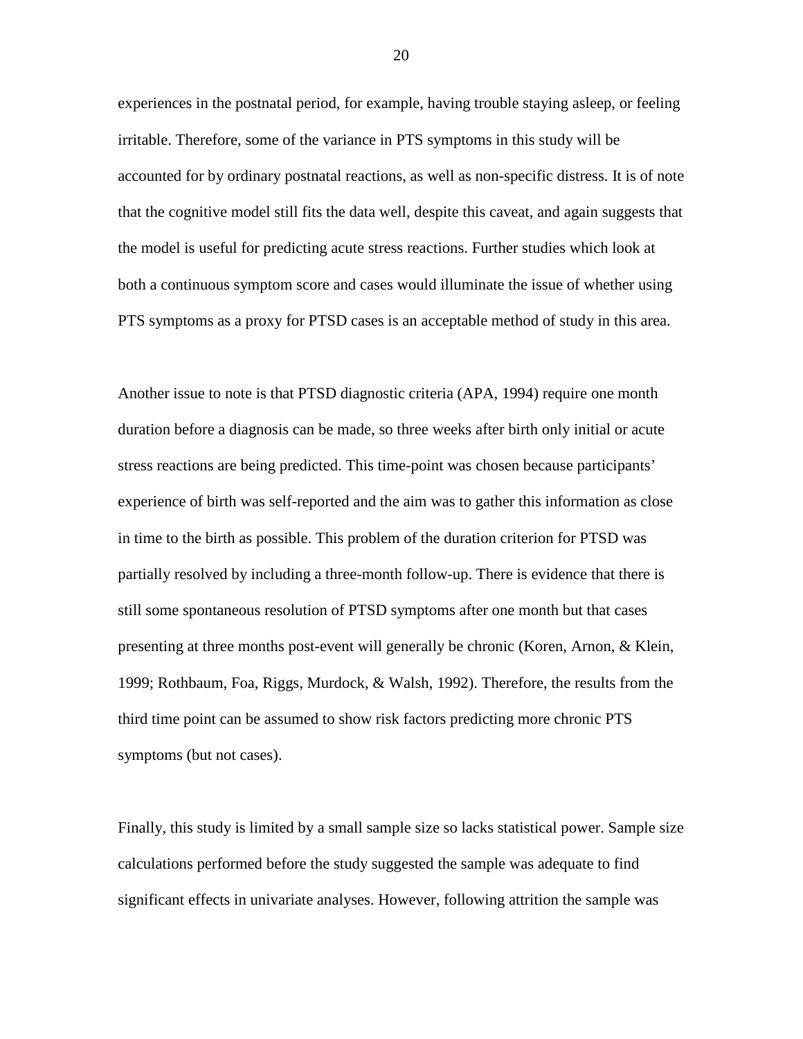experiences in the postnatal period, for example, having trouble staying asleep, or feeling irritable. Therefore, some of the variance in PTS symptoms in this study will be accounted for by ordinary postnatal reactions, as well as non-specific distress. It is of note that the cognitive model still fits the data well, despite this caveat, and again suggests that the model is useful for predicting acute stress reactions. Further studies which look at both a continuous symptom score and cases would illuminate the issue of whether using PTS symptoms as a proxy for PTSD cases is an acceptable method of study in this area.

Another issue to note is that PTSD diagnostic criteria (APA, 1994) require one month duration before a diagnosis can be made, so three weeks after birth only initial or acute stress reactions are being predicted. This time-point was chosen because participants' experience of birth was self-reported and the aim was to gather this information as close in time to the birth as possible. This problem of the duration criterion for PTSD was partially resolved by including a three-month follow-up. There is evidence that there is still some spontaneous resolution of PTSD symptoms after one month but that cases presenting at three months post-event will generally be chronic (Koren, Arnon, & Klein, 1999; Rothbaum, Foa, Riggs, Murdock, & Walsh, 1992). Therefore, the results from the third time point can be assumed to show risk factors predicting more chronic PTS symptoms (but not cases).

Finally, this study is limited by a small sample size so lacks statistical power. Sample size calculations performed before the study suggested the sample was adequate to find significant effects in univariate analyses. However, following attrition the sample was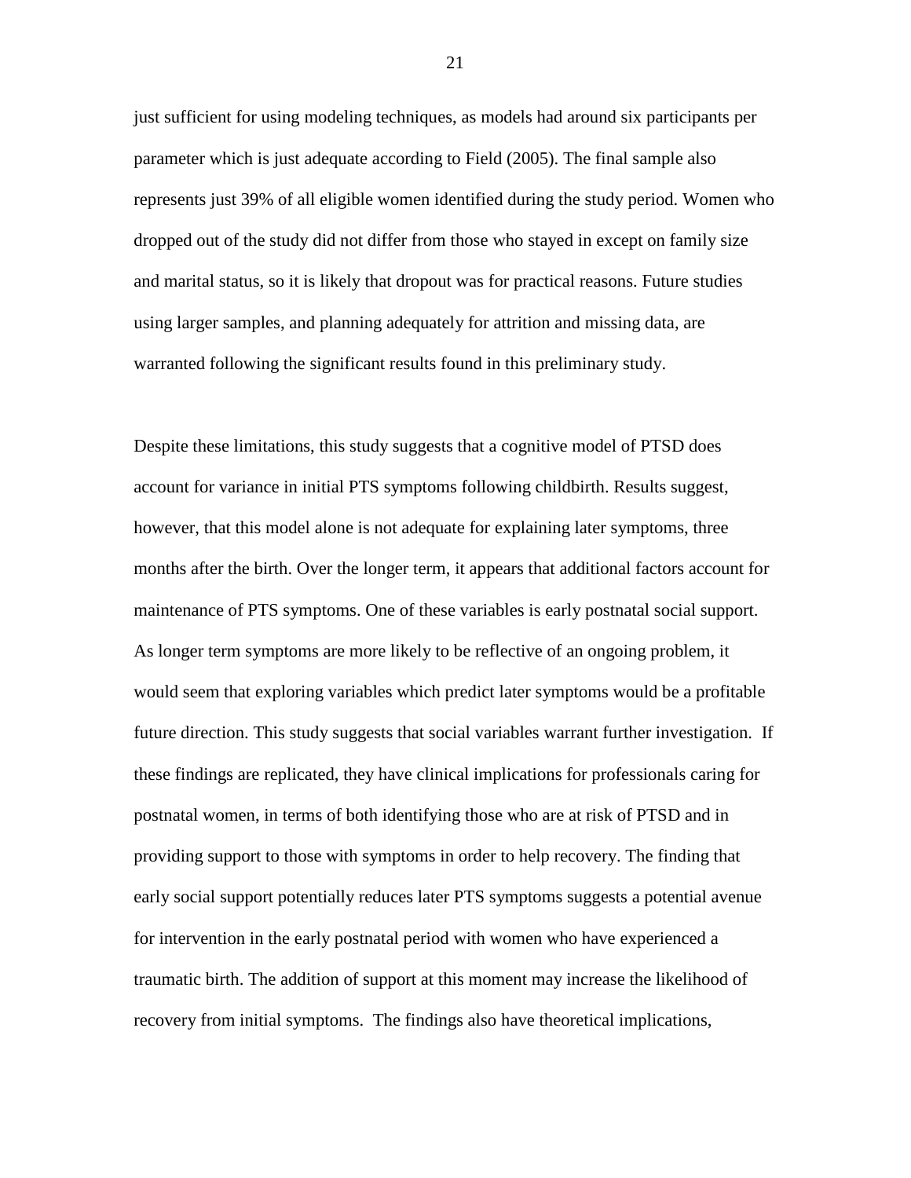just sufficient for using modeling techniques, as models had around six participants per parameter which is just adequate according to Field (2005). The final sample also represents just 39% of all eligible women identified during the study period. Women who dropped out of the study did not differ from those who stayed in except on family size and marital status, so it is likely that dropout was for practical reasons. Future studies using larger samples, and planning adequately for attrition and missing data, are warranted following the significant results found in this preliminary study.

Despite these limitations, this study suggests that a cognitive model of PTSD does account for variance in initial PTS symptoms following childbirth. Results suggest, however, that this model alone is not adequate for explaining later symptoms, three months after the birth. Over the longer term, it appears that additional factors account for maintenance of PTS symptoms. One of these variables is early postnatal social support. As longer term symptoms are more likely to be reflective of an ongoing problem, it would seem that exploring variables which predict later symptoms would be a profitable future direction. This study suggests that social variables warrant further investigation. If these findings are replicated, they have clinical implications for professionals caring for postnatal women, in terms of both identifying those who are at risk of PTSD and in providing support to those with symptoms in order to help recovery. The finding that early social support potentially reduces later PTS symptoms suggests a potential avenue for intervention in the early postnatal period with women who have experienced a traumatic birth. The addition of support at this moment may increase the likelihood of recovery from initial symptoms. The findings also have theoretical implications,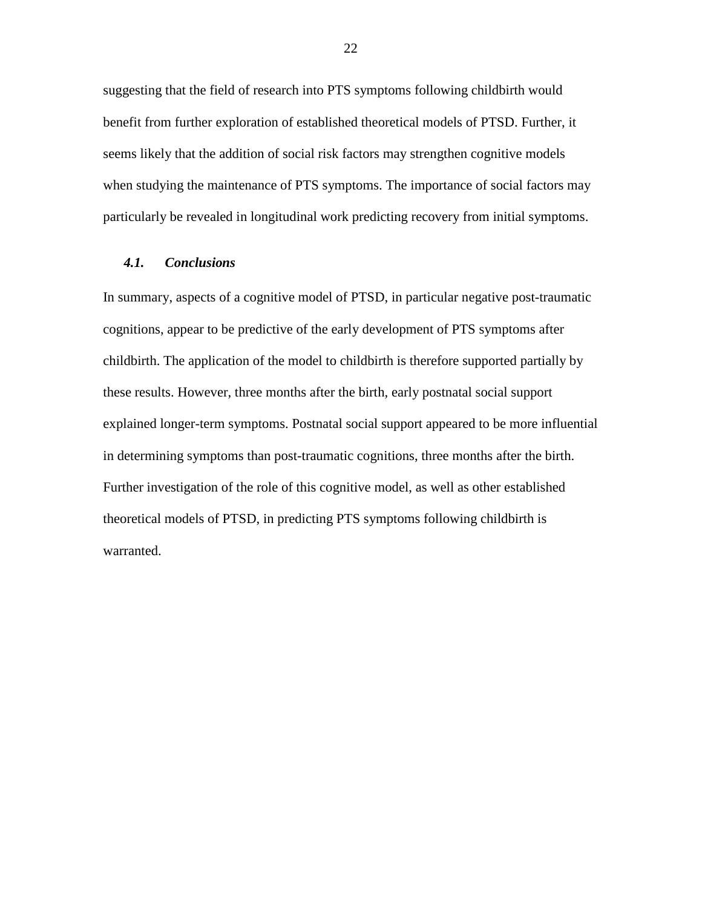suggesting that the field of research into PTS symptoms following childbirth would benefit from further exploration of established theoretical models of PTSD. Further, it seems likely that the addition of social risk factors may strengthen cognitive models when studying the maintenance of PTS symptoms. The importance of social factors may particularly be revealed in longitudinal work predicting recovery from initial symptoms.

### *4.1. Conclusions*

In summary, aspects of a cognitive model of PTSD, in particular negative post-traumatic cognitions, appear to be predictive of the early development of PTS symptoms after childbirth. The application of the model to childbirth is therefore supported partially by these results. However, three months after the birth, early postnatal social support explained longer-term symptoms. Postnatal social support appeared to be more influential in determining symptoms than post-traumatic cognitions, three months after the birth. Further investigation of the role of this cognitive model, as well as other established theoretical models of PTSD, in predicting PTS symptoms following childbirth is warranted.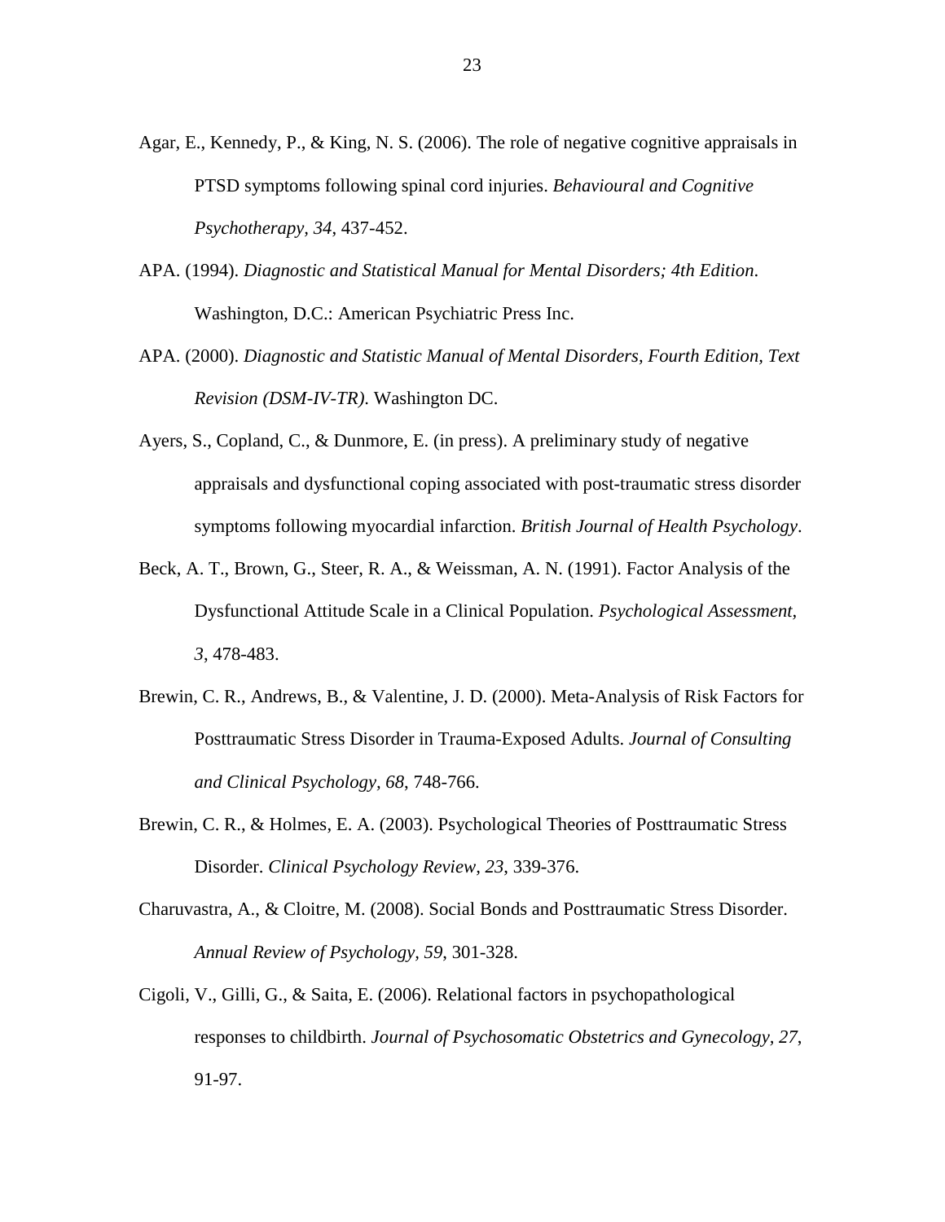Agar, E., Kennedy, P., & King, N. S. (2006). The role of negative cognitive appraisals in PTSD symptoms following spinal cord injuries. *Behavioural and Cognitive Psychotherapy, 34*, 437-452.

APA. (1994). *Diagnostic and Statistical Manual for Mental Disorders; 4th Edition*. Washington, D.C.: American Psychiatric Press Inc.

APA. (2000). *Diagnostic and Statistic Manual of Mental Disorders, Fourth Edition, Text Revision (DSM-IV-TR)*. Washington DC.

Ayers, S., Copland, C., & Dunmore, E. (in press). A preliminary study of negative appraisals and dysfunctional coping associated with post-traumatic stress disorder symptoms following myocardial infarction. *British Journal of Health Psychology*.

Beck, A. T., Brown, G., Steer, R. A., & Weissman, A. N. (1991). Factor Analysis of the Dysfunctional Attitude Scale in a Clinical Population. *Psychological Assessment, 3*, 478-483.

Brewin, C. R., Andrews, B., & Valentine, J. D. (2000). Meta-Analysis of Risk Factors for Posttraumatic Stress Disorder in Trauma-Exposed Adults. *Journal of Consulting and Clinical Psychology, 68*, 748-766.

Brewin, C. R., & Holmes, E. A. (2003). Psychological Theories of Posttraumatic Stress Disorder. *Clinical Psychology Review, 23*, 339-376.

Charuvastra, A., & Cloitre, M. (2008). Social Bonds and Posttraumatic Stress Disorder. *Annual Review of Psychology, 59*, 301-328.

Cigoli, V., Gilli, G., & Saita, E. (2006). Relational factors in psychopathological responses to childbirth. *Journal of Psychosomatic Obstetrics and Gynecology, 27*, 91-97.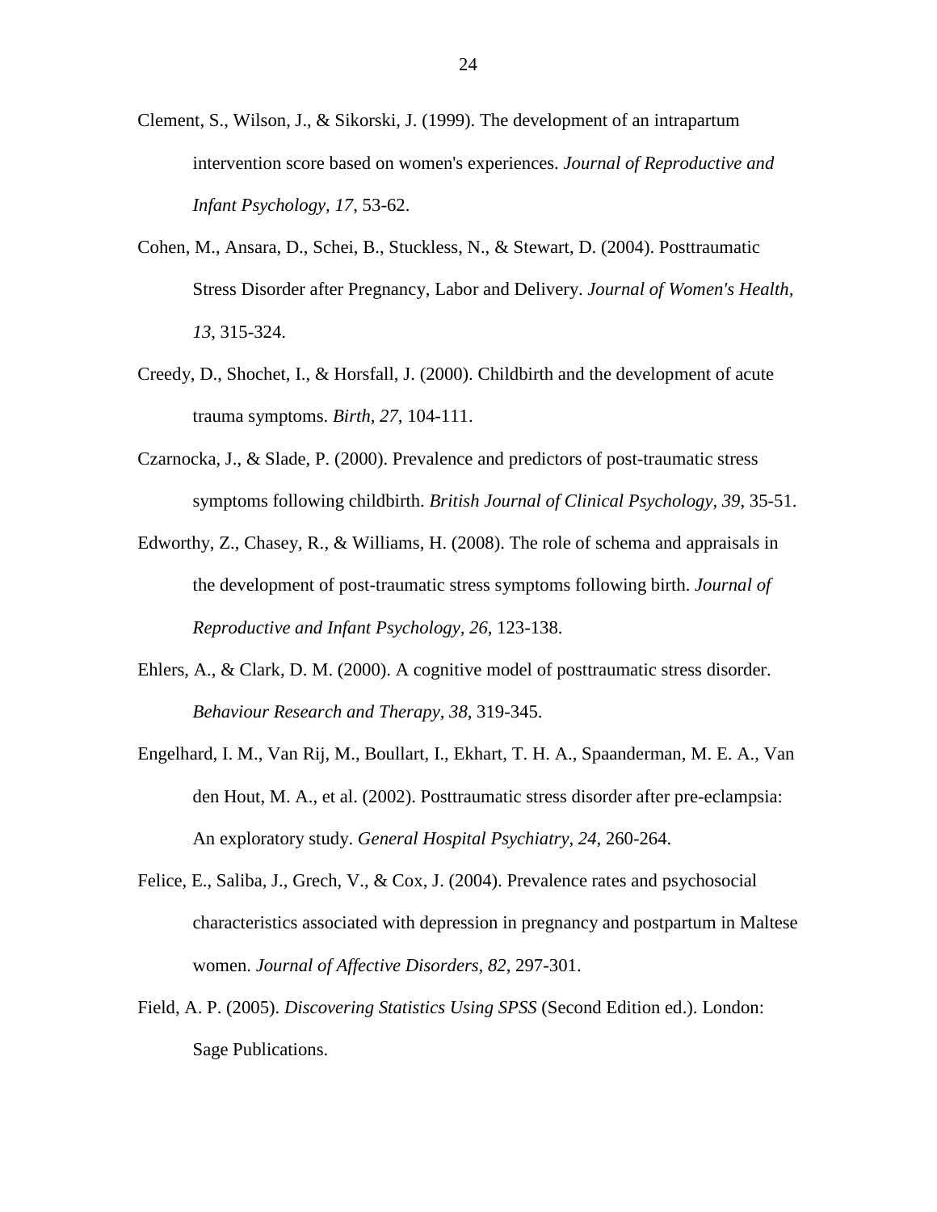Clement, S., Wilson, J., & Sikorski, J. (1999). The development of an intrapartum intervention score based on women's experiences. *Journal of Reproductive and Infant Psychology, 17*, 53-62.

Cohen, M., Ansara, D., Schei, B., Stuckless, N., & Stewart, D. (2004). Posttraumatic Stress Disorder after Pregnancy, Labor and Delivery. *Journal of Women's Health, 13*, 315-324.

Creedy, D., Shochet, I., & Horsfall, J. (2000). Childbirth and the development of acute trauma symptoms. *Birth, 27*, 104-111.

Czarnocka, J., & Slade, P. (2000). Prevalence and predictors of post-traumatic stress symptoms following childbirth. *British Journal of Clinical Psychology, 39*, 35-51.

Edworthy, Z., Chasey, R., & Williams, H. (2008). The role of schema and appraisals in the development of post-traumatic stress symptoms following birth. *Journal of Reproductive and Infant Psychology, 26*, 123-138.

Ehlers, A., & Clark, D. M. (2000). A cognitive model of posttraumatic stress disorder. *Behaviour Research and Therapy, 38*, 319-345.

Engelhard, I. M., Van Rij, M., Boullart, I., Ekhart, T. H. A., Spaanderman, M. E. A., Van den Hout, M. A., et al. (2002). Posttraumatic stress disorder after pre-eclampsia: An exploratory study. *General Hospital Psychiatry, 24*, 260-264.

Felice, E., Saliba, J., Grech, V., & Cox, J. (2004). Prevalence rates and psychosocial characteristics associated with depression in pregnancy and postpartum in Maltese women. *Journal of Affective Disorders, 82*, 297-301.

Field, A. P. (2005). *Discovering Statistics Using SPSS* (Second Edition ed.). London: Sage Publications.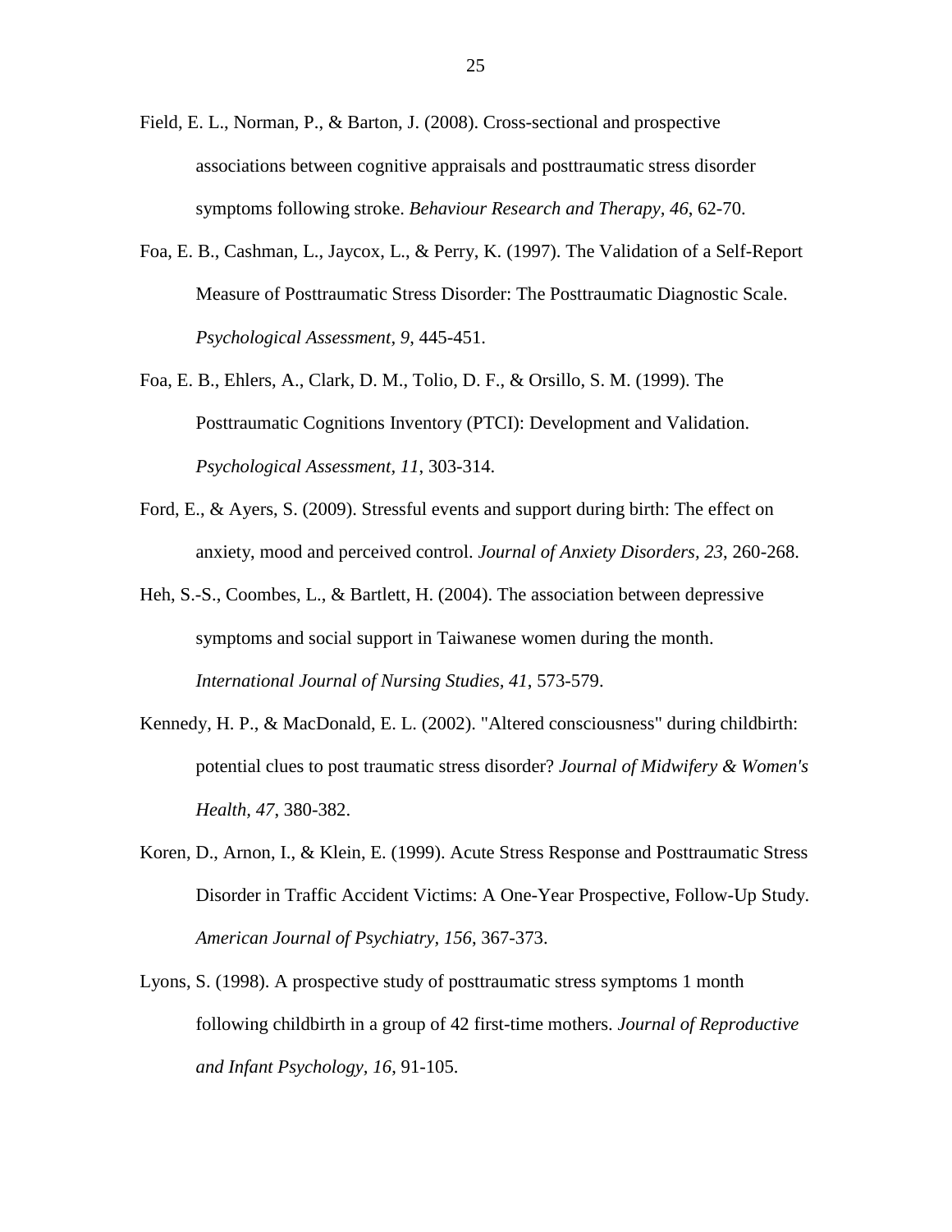Field, E. L., Norman, P., & Barton, J. (2008). Cross-sectional and prospective associations between cognitive appraisals and posttraumatic stress disorder symptoms following stroke. *Behaviour Research and Therapy, 46*, 62-70.

Foa, E. B., Cashman, L., Jaycox, L., & Perry, K. (1997). The Validation of a Self-Report Measure of Posttraumatic Stress Disorder: The Posttraumatic Diagnostic Scale. *Psychological Assessment, 9*, 445-451.

Foa, E. B., Ehlers, A., Clark, D. M., Tolio, D. F., & Orsillo, S. M. (1999). The Posttraumatic Cognitions Inventory (PTCI): Development and Validation. *Psychological Assessment, 11*, 303-314.

Ford, E., & Ayers, S. (2009). Stressful events and support during birth: The effect on anxiety, mood and perceived control. *Journal of Anxiety Disorders, 23*, 260-268.

Heh, S.-S., Coombes, L., & Bartlett, H. (2004). The association between depressive symptoms and social support in Taiwanese women during the month. *International Journal of Nursing Studies, 41*, 573-579.

Kennedy, H. P., & MacDonald, E. L. (2002). "Altered consciousness" during childbirth: potential clues to post traumatic stress disorder? *Journal of Midwifery & Women's Health, 47*, 380-382.

Koren, D., Arnon, I., & Klein, E. (1999). Acute Stress Response and Posttraumatic Stress Disorder in Traffic Accident Victims: A One-Year Prospective, Follow-Up Study. *American Journal of Psychiatry, 156*, 367-373.

Lyons, S. (1998). A prospective study of posttraumatic stress symptoms 1 month following childbirth in a group of 42 first-time mothers. *Journal of Reproductive and Infant Psychology, 16*, 91-105.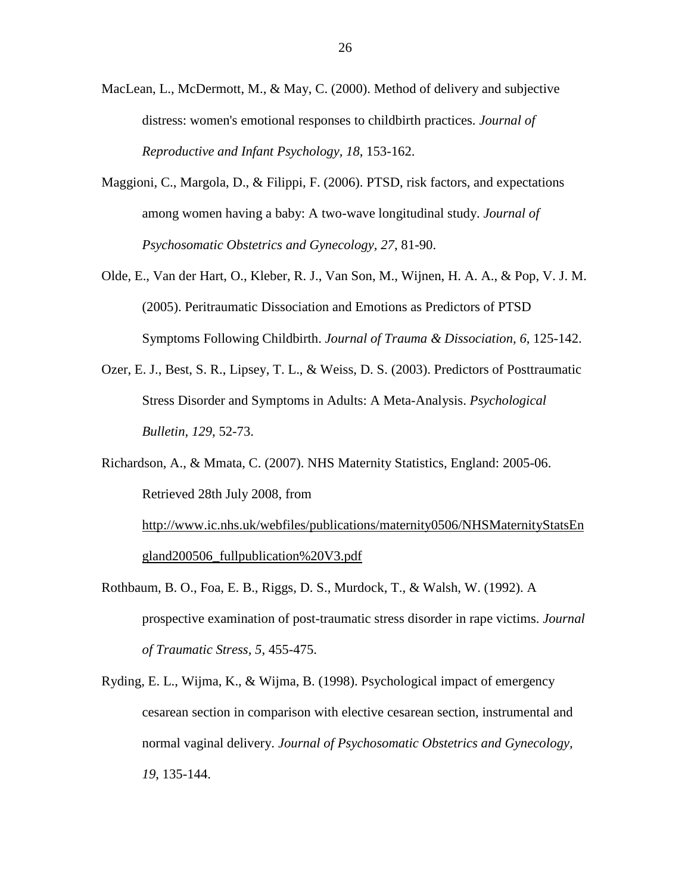MacLean, L., McDermott, M., & May, C. (2000). Method of delivery and subjective distress: women's emotional responses to childbirth practices. *Journal of Reproductive and Infant Psychology, 18*, 153-162.

Maggioni, C., Margola, D., & Filippi, F. (2006). PTSD, risk factors, and expectations among women having a baby: A two-wave longitudinal study. *Journal of Psychosomatic Obstetrics and Gynecology, 27*, 81-90.

Olde, E., Van der Hart, O., Kleber, R. J., Van Son, M., Wijnen, H. A. A., & Pop, V. J. M. (2005). Peritraumatic Dissociation and Emotions as Predictors of PTSD Symptoms Following Childbirth. *Journal of Trauma & Dissociation, 6*, 125-142.

Ozer, E. J., Best, S. R., Lipsey, T. L., & Weiss, D. S. (2003). Predictors of Posttraumatic Stress Disorder and Symptoms in Adults: A Meta-Analysis. *Psychological Bulletin, 129*, 52-73.

Richardson, A., & Mmata, C. (2007). NHS Maternity Statistics, England: 2005-06. Retrieved 28th July 2008, from http://www.ic.nhs.uk/webfiles/publications/maternity0506/NHSMaternityStatsEngland200506_fullpublication%20V3.pdf

Rothbaum, B. O., Foa, E. B., Riggs, D. S., Murdock, T., & Walsh, W. (1992). A prospective examination of post-traumatic stress disorder in rape victims. *Journal of Traumatic Stress, 5*, 455-475.

Ryding, E. L., Wijma, K., & Wijma, B. (1998). Psychological impact of emergency cesarean section in comparison with elective cesarean section, instrumental and normal vaginal delivery. *Journal of Psychosomatic Obstetrics and Gynecology, 19*, 135-144.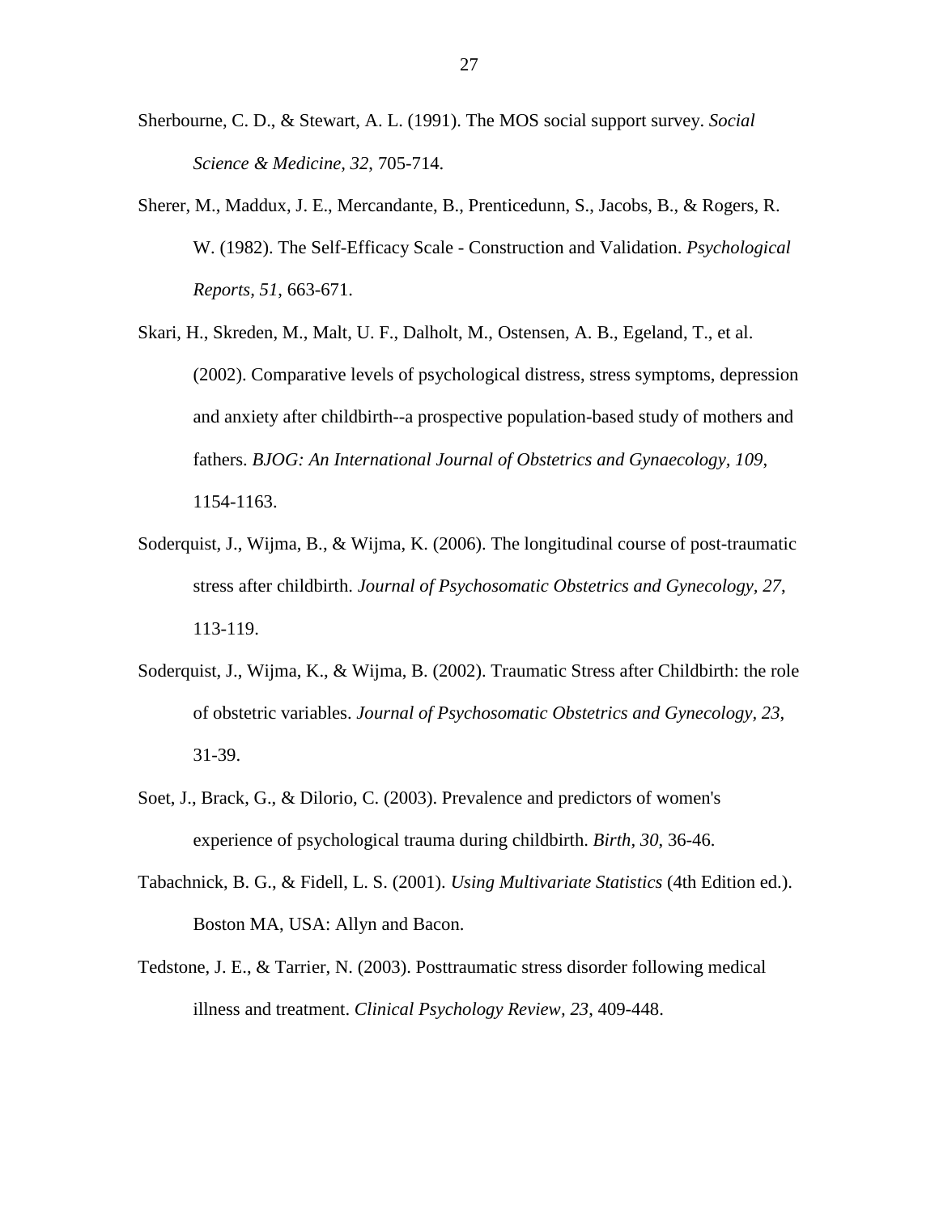Sherbourne, C. D., & Stewart, A. L. (1991). The MOS social support survey. *Social Science & Medicine, 32*, 705-714.

Sherer, M., Maddux, J. E., Mercandante, B., Prenticedunn, S., Jacobs, B., & Rogers, R. W. (1982). The Self-Efficacy Scale - Construction and Validation. *Psychological Reports, 51*, 663-671.

Skari, H., Skreden, M., Malt, U. F., Dalholt, M., Ostensen, A. B., Egeland, T., et al. (2002). Comparative levels of psychological distress, stress symptoms, depression and anxiety after childbirth--a prospective population-based study of mothers and fathers. *BJOG: An International Journal of Obstetrics and Gynaecology, 109*, 1154-1163.

Soderquist, J., Wijma, B., & Wijma, K. (2006). The longitudinal course of post-traumatic stress after childbirth. *Journal of Psychosomatic Obstetrics and Gynecology, 27*, 113-119.

Soderquist, J., Wijma, K., & Wijma, B. (2002). Traumatic Stress after Childbirth: the role of obstetric variables. *Journal of Psychosomatic Obstetrics and Gynecology, 23*, 31-39.

Soet, J., Brack, G., & Dilorio, C. (2003). Prevalence and predictors of women's experience of psychological trauma during childbirth. *Birth, 30*, 36-46.

Tabachnick, B. G., & Fidell, L. S. (2001). *Using Multivariate Statistics* (4th Edition ed.). Boston MA, USA: Allyn and Bacon.

Tedstone, J. E., & Tarrier, N. (2003). Posttraumatic stress disorder following medical illness and treatment. *Clinical Psychology Review, 23*, 409-448.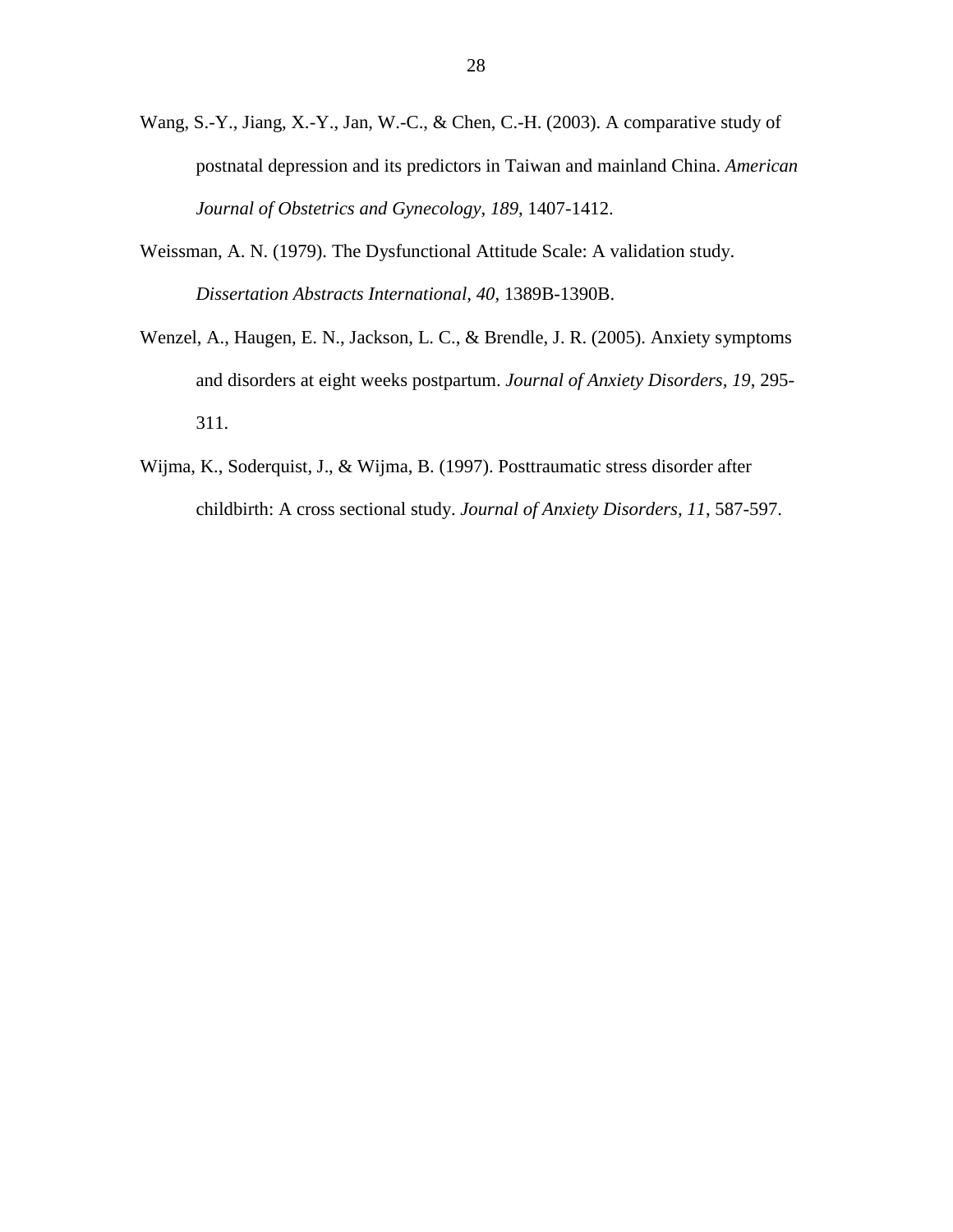Wang, S.-Y., Jiang, X.-Y., Jan, W.-C., & Chen, C.-H. (2003). A comparative study of postnatal depression and its predictors in Taiwan and mainland China. *American Journal of Obstetrics and Gynecology, 189*, 1407-1412.

Weissman, A. N. (1979). The Dysfunctional Attitude Scale: A validation study. *Dissertation Abstracts International, 40*, 1389B-1390B.

Wenzel, A., Haugen, E. N., Jackson, L. C., & Brendle, J. R. (2005). Anxiety symptoms and disorders at eight weeks postpartum. *Journal of Anxiety Disorders, 19*, 295-311.

Wijma, K., Soderquist, J., & Wijma, B. (1997). Posttraumatic stress disorder after childbirth: A cross sectional study. *Journal of Anxiety Disorders, 11*, 587-597.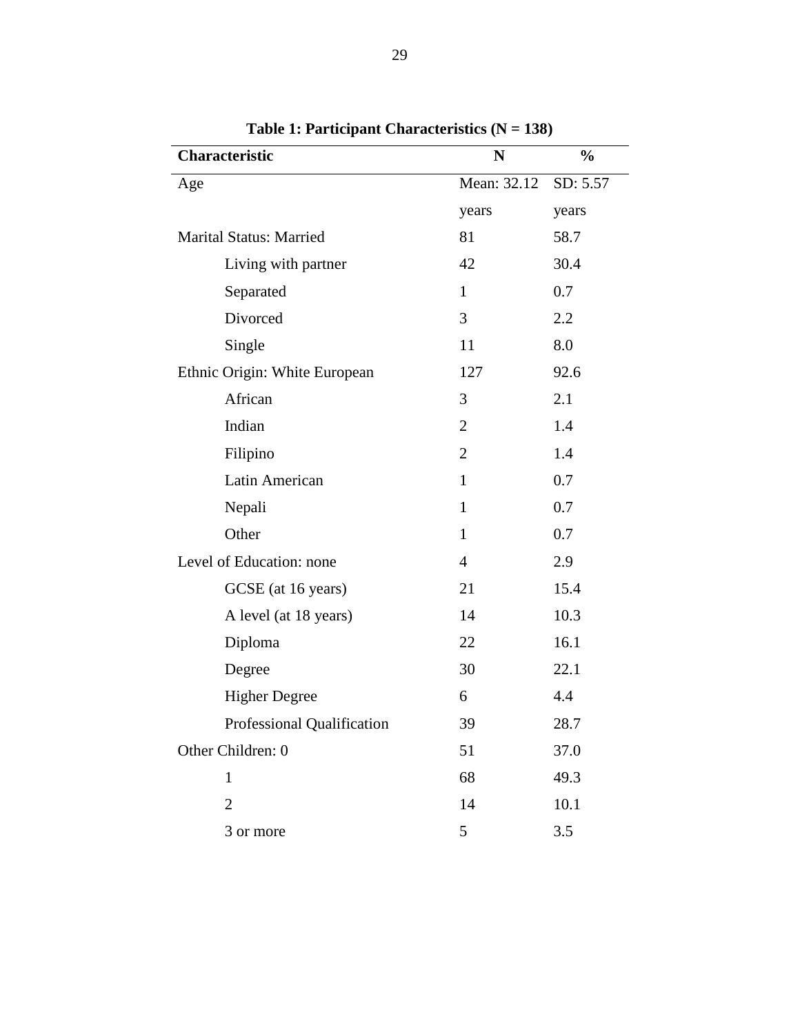**Table 1: Participant Characteristics (N = 138)**

| Characteristic | N | % |
|---|---|---|
| Age | Mean: 32.12 years | SD: 5.57 years |
| Marital Status: Married | 81 | 58.7 |
| Living with partner | 42 | 30.4 |
| Separated | 1 | 0.7 |
| Divorced | 3 | 2.2 |
| Single | 11 | 8.0 |
| Ethnic Origin: White European | 127 | 92.6 |
| African | 3 | 2.1 |
| Indian | 2 | 1.4 |
| Filipino | 2 | 1.4 |
| Latin American | 1 | 0.7 |
| Nepali | 1 | 0.7 |
| Other | 1 | 0.7 |
| Level of Education: none | 4 | 2.9 |
| GCSE (at 16 years) | 21 | 15.4 |
| A level (at 18 years) | 14 | 10.3 |
| Diploma | 22 | 16.1 |
| Degree | 30 | 22.1 |
| Higher Degree | 6 | 4.4 |
| Professional Qualification | 39 | 28.7 |
| Other Children: 0 | 51 | 37.0 |
| 1 | 68 | 49.3 |
| 2 | 14 | 10.1 |
| 3 or more | 5 | 3.5 |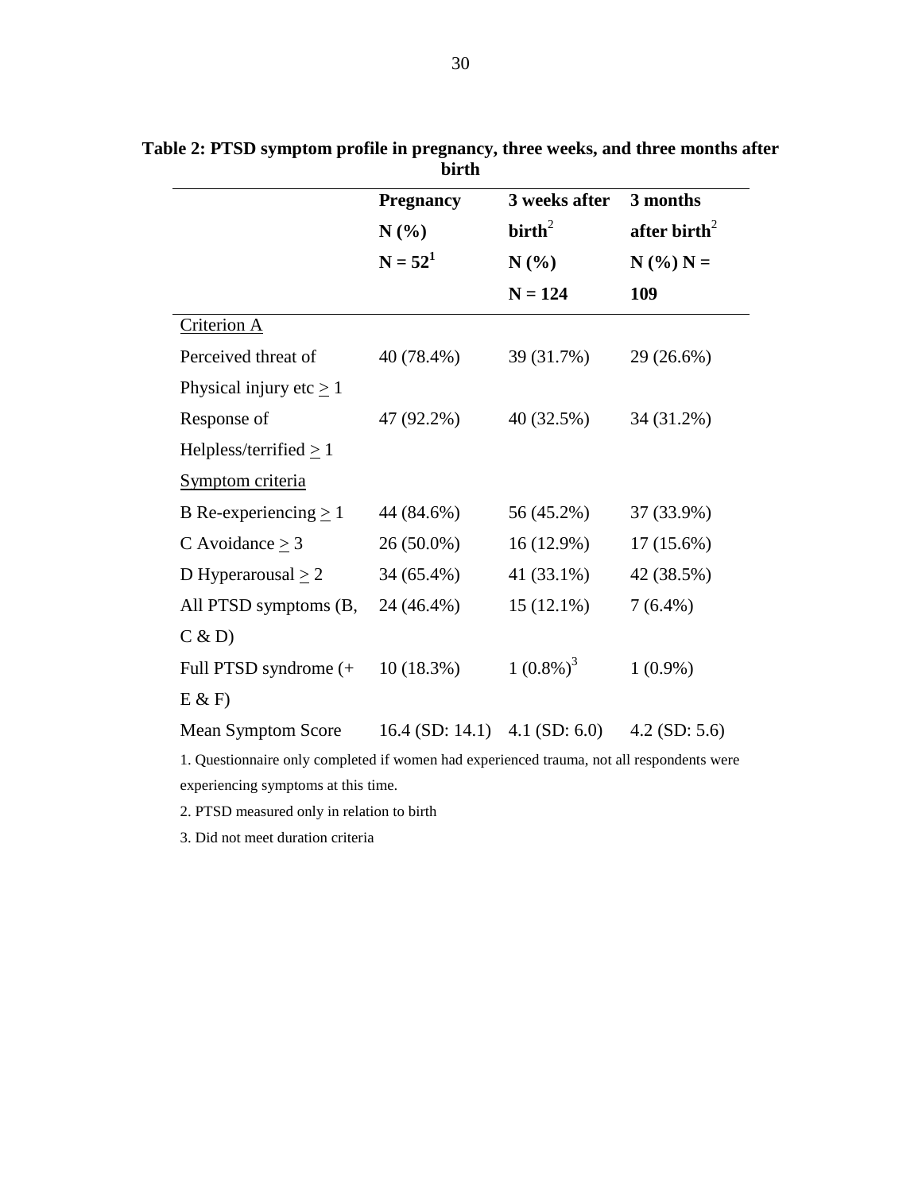**Table 2: PTSD symptom profile in pregnancy, three weeks, and three months after birth**

| | Pregnancy N (%) N = 52[1] | 3 weeks after birth[2] N (%) N = 124 | 3 months after birth[2] N (%) N = 109 |
|---|---|---|---|
| Criterion A | | | |
| Perceived threat of Physical injury etc ≥ 1 | 40 (78.4%) | 39 (31.7%) | 29 (26.6%) |
| Response of Helpless/terrified ≥ 1 | 47 (92.2%) | 40 (32.5%) | 34 (31.2%) |
| Symptom criteria | | | |
| B Re-experiencing ≥ 1 | 44 (84.6%) | 56 (45.2%) | 37 (33.9%) |
| C Avoidance ≥ 3 | 26 (50.0%) | 16 (12.9%) | 17 (15.6%) |
| D Hyperarousal ≥ 2 | 34 (65.4%) | 41 (33.1%) | 42 (38.5%) |
| All PTSD symptoms (B, C & D) | 24 (46.4%) | 15 (12.1%) | 7 (6.4%) |
| Full PTSD syndrome (+ E & F) | 10 (18.3%) | 1 (0.8%)[3] | 1 (0.9%) |
| Mean Symptom Score | 16.4 (SD: 14.1) | 4.1 (SD: 6.0) | 4.2 (SD: 5.6) |

1. Questionnaire only completed if women had experienced trauma, not all respondents were experiencing symptoms at this time.

2. PTSD measured only in relation to birth

3. Did not meet duration criteria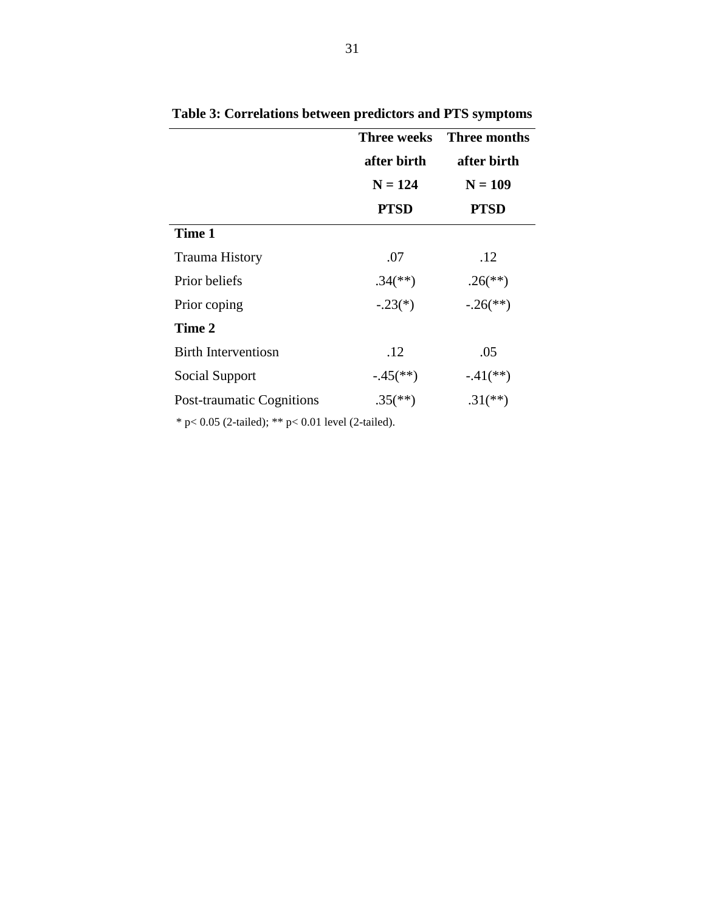**Table 3: Correlations between predictors and PTS symptoms**

| | Three weeks after birth N = 124 PTSD | Three months after birth N = 109 PTSD |
|---|---|---|
| **Time 1** | | |
| Trauma History | .07 | .12 |
| Prior beliefs | .34(**) | .26(**) |
| Prior coping | -.23(*) | -.26(**) |
| **Time 2** | | |
| Birth Interventiosn | .12 | .05 |
| Social Support | -.45(**) | -.41(**) |
| Post-traumatic Cognitions | .35(**) | .31(**) |

* $p < 0.05$ (2-tailed); ** $p < 0.01$ level (2-tailed).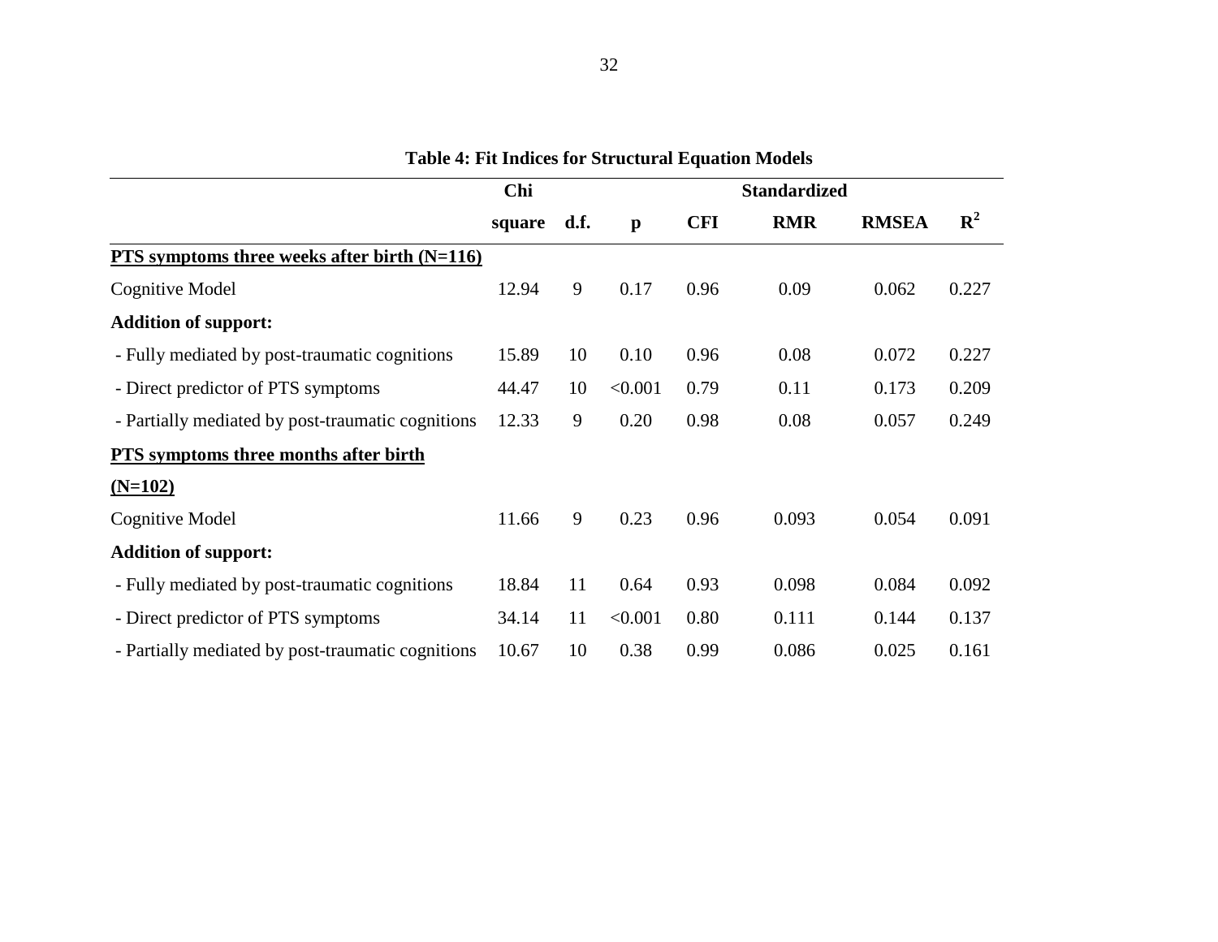**Table 4: Fit Indices for Structural Equation Models**

| | Chi square | d.f. | p | CFI | Standardized RMR | RMSEA | $R^2$ |
|---|---|---|---|---|---|---|---|
| **PTS symptoms three weeks after birth (N=116)** | | | | | | | |
| Cognitive Model | 12.94 | 9 | 0.17 | 0.96 | 0.09 | 0.062 | 0.227 |
| **Addition of support:** | | | | | | | |
| - Fully mediated by post-traumatic cognitions | 15.89 | 10 | 0.10 | 0.96 | 0.08 | 0.072 | 0.227 |
| - Direct predictor of PTS symptoms | 44.47 | 10 | <0.001 | 0.79 | 0.11 | 0.173 | 0.209 |
| - Partially mediated by post-traumatic cognitions | 12.33 | 9 | 0.20 | 0.98 | 0.08 | 0.057 | 0.249 |
| **PTS symptoms three months after birth (N=102)** | | | | | | | |
| Cognitive Model | 11.66 | 9 | 0.23 | 0.96 | 0.093 | 0.054 | 0.091 |
| **Addition of support:** | | | | | | | |
| - Fully mediated by post-traumatic cognitions | 18.84 | 11 | 0.64 | 0.93 | 0.098 | 0.084 | 0.092 |
| - Direct predictor of PTS symptoms | 34.14 | 11 | <0.001 | 0.80 | 0.111 | 0.144 | 0.137 |
| - Partially mediated by post-traumatic cognitions | 10.67 | 10 | 0.38 | 0.99 | 0.086 | 0.025 | 0.161 |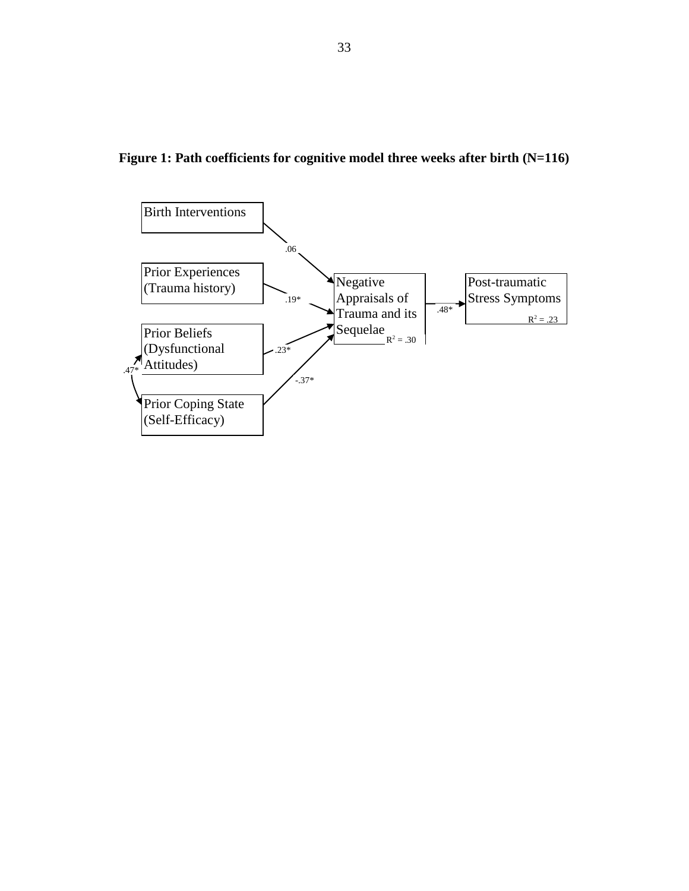**Figure 1: Path coefficients for cognitive model three weeks after birth (N=116)**

Birth Interventions

Prior Experiences (Trauma history)

Prior Beliefs (Dysfunctional Attitudes)

Prior Coping State (Self-Efficacy)

Negative Appraisals of Trauma and its Sequelae $R^2 = .30$

Post-traumatic Stress Symptoms $R^2 = .23$

.06

.19*

.23*

-.37*

.47*

.48*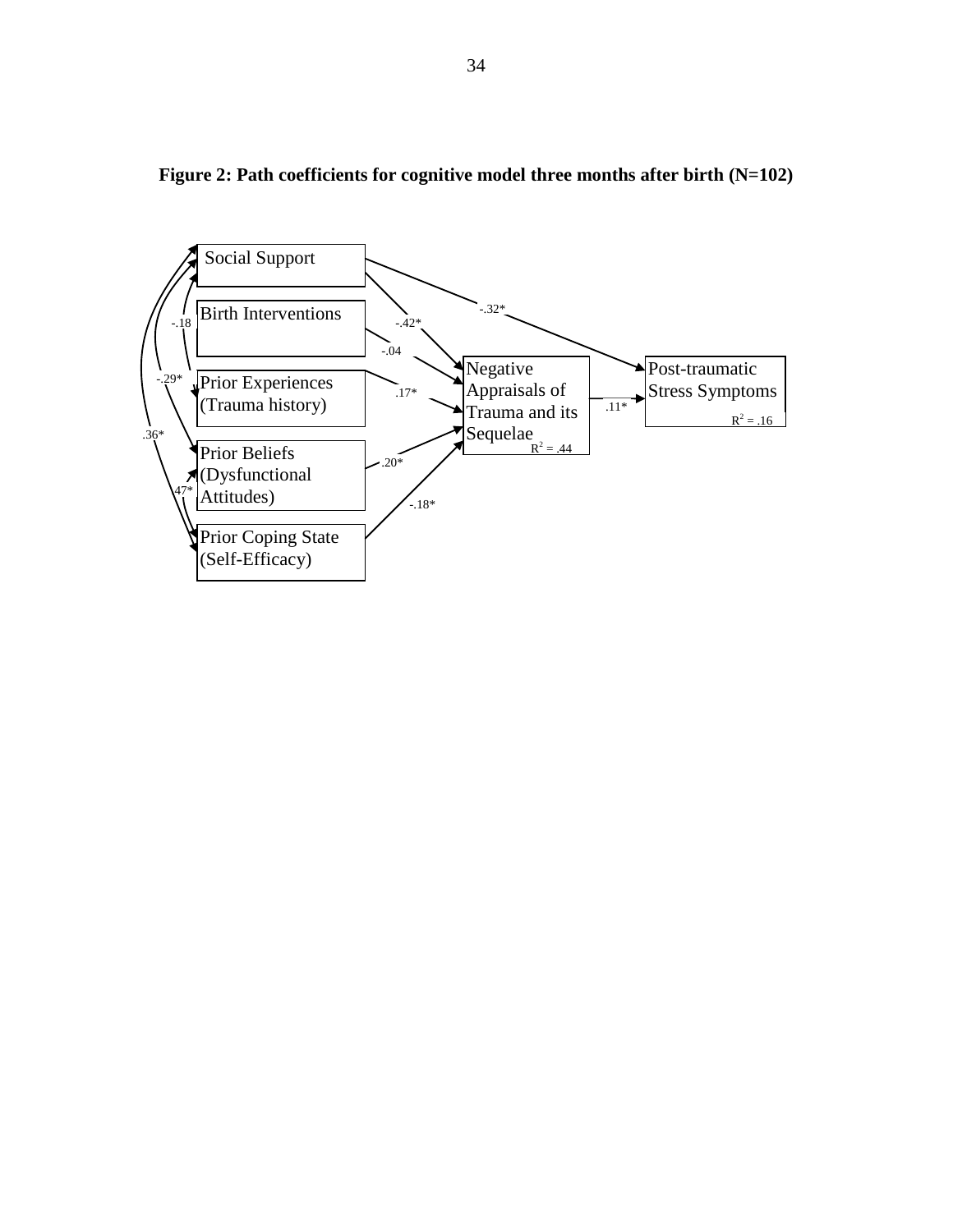**Figure 2: Path coefficients for cognitive model three months after birth (N=102)**

Social Support

Birth Interventions

Prior Experiences
(Trauma history)

Prior Beliefs
(Dysfunctional
Attitudes)

Prior Coping State
(Self-Efficacy)

Negative
Appraisals of
Trauma and its
Sequelae

$R^2$ = .44

Post-traumatic
Stress Symptoms

$R^2$ = .16

-.32*

-.42*

-.04

.17*

.20*

-.18*

.11*

-.18

-.29*

.36*

.47*